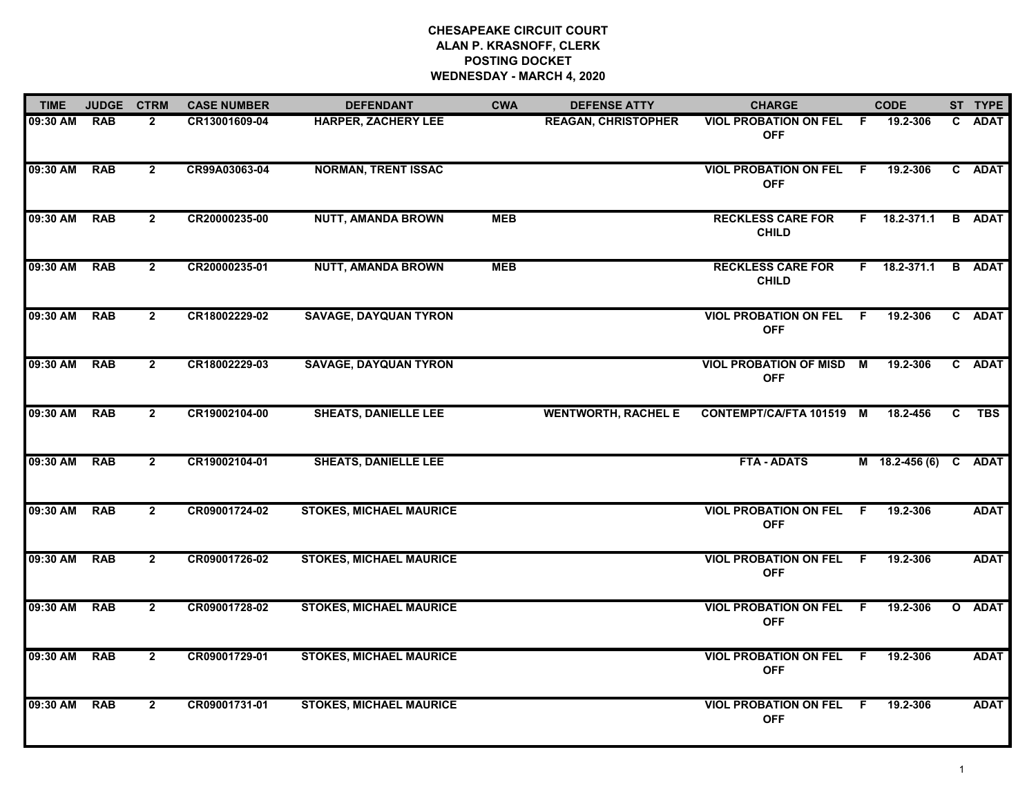**CHESAPEAKE CIRCUIT COURT**
**ALAN P. KRASNOFF, CLERK**
**POSTING DOCKET**
**WEDNESDAY - MARCH 4, 2020**

| TIME | JUDGE | CTRM | CASE NUMBER | DEFENDANT | CWA | DEFENSE ATTY | CHARGE | | CODE | ST | TYPE |
|---|---|---|---|---|---|---|---|---|---|---|---|
| 09:30 AM | RAB | 2 | CR13001609-04 | HARPER, ZACHERY LEE | | REAGAN, CHRISTOPHER | VIOL PROBATION ON FEL OFF | F | 19.2-306 | C | ADAT |
| 09:30 AM | RAB | 2 | CR99A03063-04 | NORMAN, TRENT ISSAC | | | VIOL PROBATION ON FEL OFF | F | 19.2-306 | C | ADAT |
| 09:30 AM | RAB | 2 | CR20000235-00 | NUTT, AMANDA BROWN | MEB | | RECKLESS CARE FOR CHILD | F | 18.2-371.1 | B | ADAT |
| 09:30 AM | RAB | 2 | CR20000235-01 | NUTT, AMANDA BROWN | MEB | | RECKLESS CARE FOR CHILD | F | 18.2-371.1 | B | ADAT |
| 09:30 AM | RAB | 2 | CR18002229-02 | SAVAGE, DAYQUAN TYRON | | | VIOL PROBATION ON FEL OFF | F | 19.2-306 | C | ADAT |
| 09:30 AM | RAB | 2 | CR18002229-03 | SAVAGE, DAYQUAN TYRON | | | VIOL PROBATION OF MISD OFF | M | 19.2-306 | C | ADAT |
| 09:30 AM | RAB | 2 | CR19002104-00 | SHEATS, DANIELLE LEE | | WENTWORTH, RACHEL E | CONTEMPT/CA/FTA 101519 | M | 18.2-456 | C | TBS |
| 09:30 AM | RAB | 2 | CR19002104-01 | SHEATS, DANIELLE LEE | | | FTA - ADATS | M | 18.2-456 (6) | C | ADAT |
| 09:30 AM | RAB | 2 | CR09001724-02 | STOKES, MICHAEL MAURICE | | | VIOL PROBATION ON FEL OFF | F | 19.2-306 | | ADAT |
| 09:30 AM | RAB | 2 | CR09001726-02 | STOKES, MICHAEL MAURICE | | | VIOL PROBATION ON FEL OFF | F | 19.2-306 | | ADAT |
| 09:30 AM | RAB | 2 | CR09001728-02 | STOKES, MICHAEL MAURICE | | | VIOL PROBATION ON FEL OFF | F | 19.2-306 | O | ADAT |
| 09:30 AM | RAB | 2 | CR09001729-01 | STOKES, MICHAEL MAURICE | | | VIOL PROBATION ON FEL OFF | F | 19.2-306 | | ADAT |
| 09:30 AM | RAB | 2 | CR09001731-01 | STOKES, MICHAEL MAURICE | | | VIOL PROBATION ON FEL OFF | F | 19.2-306 | | ADAT |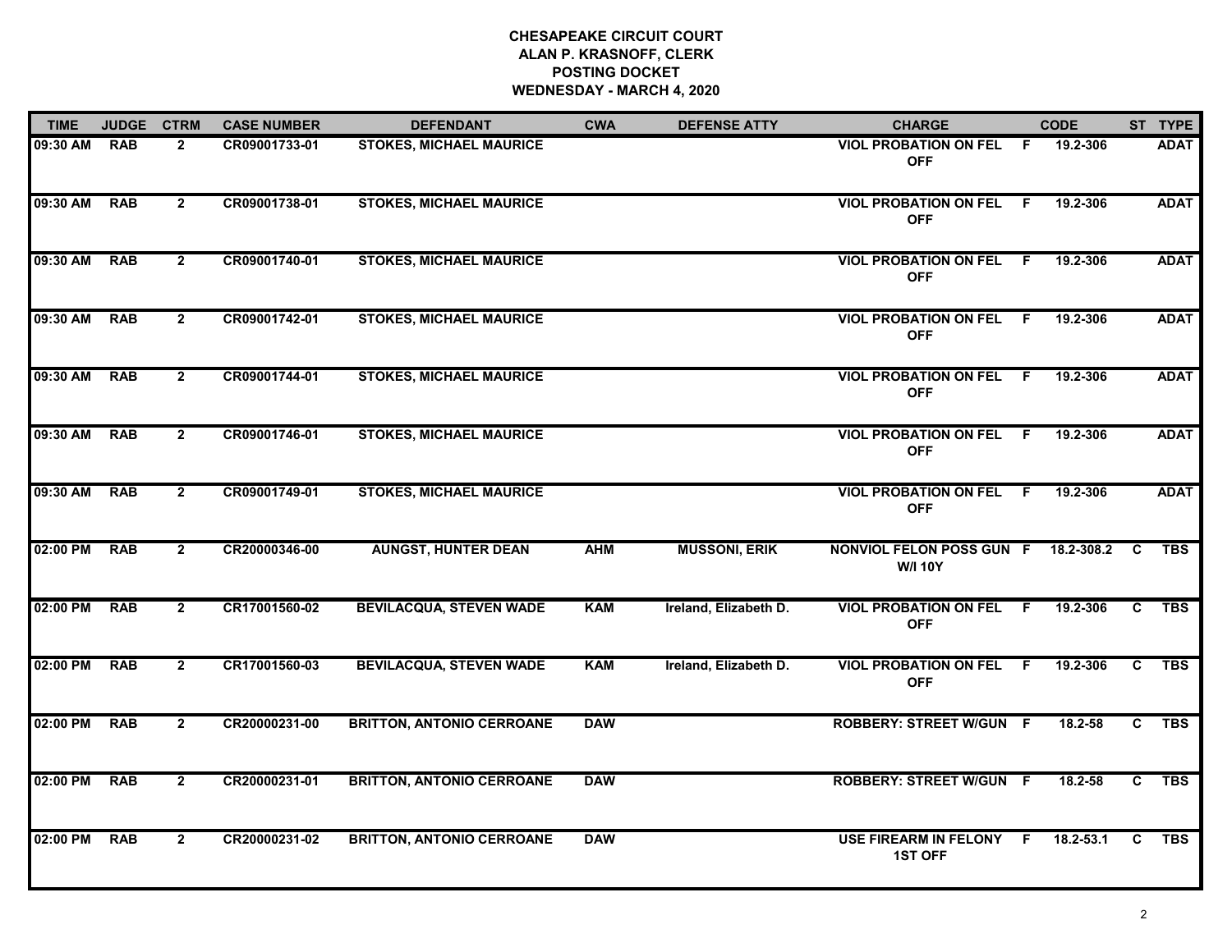**CHESAPEAKE CIRCUIT COURT**
**ALAN P. KRASNOFF, CLERK**
**POSTING DOCKET**
**WEDNESDAY - MARCH 4, 2020**

| TIME | JUDGE | CTRM | CASE NUMBER | DEFENDANT | CWA | DEFENSE ATTY | CHARGE | | CODE | ST | TYPE |
|---|---|---|---|---|---|---|---|---|---|---|---|
| 09:30 AM | RAB | 2 | CR09001733-01 | STOKES, MICHAEL MAURICE | | | VIOL PROBATION ON FEL OFF | F | 19.2-306 | | ADAT |
| 09:30 AM | RAB | 2 | CR09001738-01 | STOKES, MICHAEL MAURICE | | | VIOL PROBATION ON FEL OFF | F | 19.2-306 | | ADAT |
| 09:30 AM | RAB | 2 | CR09001740-01 | STOKES, MICHAEL MAURICE | | | VIOL PROBATION ON FEL OFF | F | 19.2-306 | | ADAT |
| 09:30 AM | RAB | 2 | CR09001742-01 | STOKES, MICHAEL MAURICE | | | VIOL PROBATION ON FEL OFF | F | 19.2-306 | | ADAT |
| 09:30 AM | RAB | 2 | CR09001744-01 | STOKES, MICHAEL MAURICE | | | VIOL PROBATION ON FEL OFF | F | 19.2-306 | | ADAT |
| 09:30 AM | RAB | 2 | CR09001746-01 | STOKES, MICHAEL MAURICE | | | VIOL PROBATION ON FEL OFF | F | 19.2-306 | | ADAT |
| 09:30 AM | RAB | 2 | CR09001749-01 | STOKES, MICHAEL MAURICE | | | VIOL PROBATION ON FEL OFF | F | 19.2-306 | | ADAT |
| 02:00 PM | RAB | 2 | CR20000346-00 | AUNGST, HUNTER DEAN | AHM | MUSSONI, ERIK | NONVIOL FELON POSS GUN W/I 10Y | F | 18.2-308.2 | C | TBS |
| 02:00 PM | RAB | 2 | CR17001560-02 | BEVILACQUA, STEVEN WADE | KAM | Ireland, Elizabeth D. | VIOL PROBATION ON FEL OFF | F | 19.2-306 | C | TBS |
| 02:00 PM | RAB | 2 | CR17001560-03 | BEVILACQUA, STEVEN WADE | KAM | Ireland, Elizabeth D. | VIOL PROBATION ON FEL OFF | F | 19.2-306 | C | TBS |
| 02:00 PM | RAB | 2 | CR20000231-00 | BRITTON, ANTONIO CERROANE | DAW | | ROBBERY: STREET W/GUN | F | 18.2-58 | C | TBS |
| 02:00 PM | RAB | 2 | CR20000231-01 | BRITTON, ANTONIO CERROANE | DAW | | ROBBERY: STREET W/GUN | F | 18.2-58 | C | TBS |
| 02:00 PM | RAB | 2 | CR20000231-02 | BRITTON, ANTONIO CERROANE | DAW | | USE FIREARM IN FELONY 1ST OFF | F | 18.2-53.1 | C | TBS |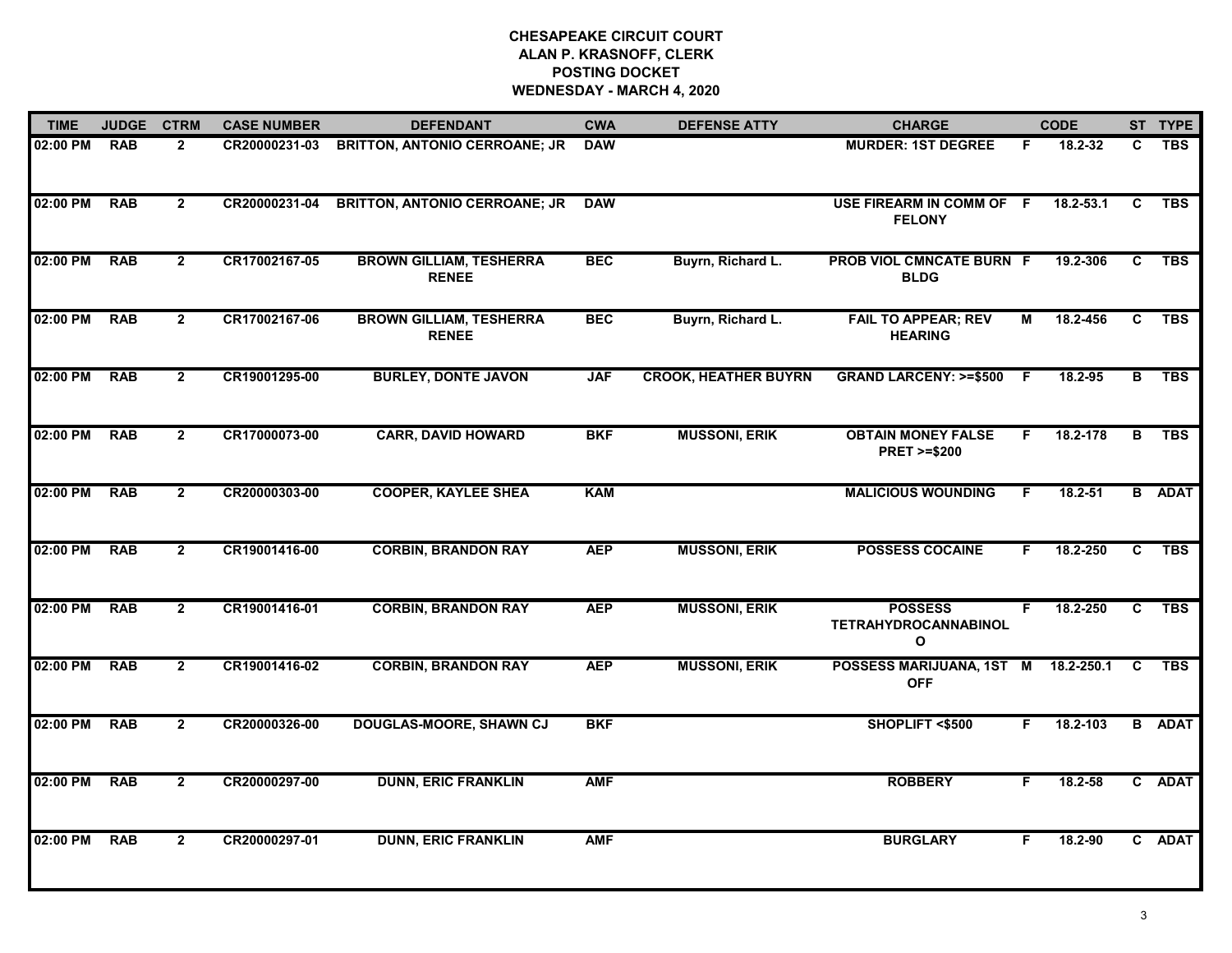**CHESAPEAKE CIRCUIT COURT**
**ALAN P. KRASNOFF, CLERK**
**POSTING DOCKET**
**WEDNESDAY - MARCH 4, 2020**

| TIME | JUDGE | CTRM | CASE NUMBER | DEFENDANT | CWA | DEFENSE ATTY | CHARGE | | CODE | ST | TYPE |
|---|---|---|---|---|---|---|---|---|---|---|---|
| 02:00 PM | RAB | 2 | CR20000231-03 | BRITTON, ANTONIO CERRONAE; JR | DAW | | MURDER: 1ST DEGREE | F | 18.2-32 | C | TBS |
| 02:00 PM | RAB | 2 | CR20000231-04 | BRITTON, ANTONIO CERRONAE; JR | DAW | | USE FIREARM IN COMM OF FELONY | F | 18.2-53.1 | C | TBS |
| 02:00 PM | RAB | 2 | CR17002167-05 | BROWN GILLIAM, TESHERRA RENEE | BEC | Buyrn, Richard L. | PROB VIOL CMNCATE BURN BLDG | F | 19.2-306 | C | TBS |
| 02:00 PM | RAB | 2 | CR17002167-06 | BROWN GILLIAM, TESHERRA RENEE | BEC | Buyrn, Richard L. | FAIL TO APPEAR; REV HEARING | M | 18.2-456 | C | TBS |
| 02:00 PM | RAB | 2 | CR19001295-00 | BURLEY, DONTE JAVON | JAF | CROOK, HEATHER BUYRN | GRAND LARCENY: >=$500 | F | 18.2-95 | B | TBS |
| 02:00 PM | RAB | 2 | CR17000073-00 | CARR, DAVID HOWARD | BKF | MUSSONI, ERIK | OBTAIN MONEY FALSE PRET >=$200 | F | 18.2-178 | B | TBS |
| 02:00 PM | RAB | 2 | CR20000303-00 | COOPER, KAYLEE SHEA | KAM | | MALICIOUS WOUNDING | F | 18.2-51 | B | ADAT |
| 02:00 PM | RAB | 2 | CR19001416-00 | CORBIN, BRANDON RAY | AEP | MUSSONI, ERIK | POSSESS COCAINE | F | 18.2-250 | C | TBS |
| 02:00 PM | RAB | 2 | CR19001416-01 | CORBIN, BRANDON RAY | AEP | MUSSONI, ERIK | POSSESS TETRAHYDROCANNABINOL O | F | 18.2-250 | C | TBS |
| 02:00 PM | RAB | 2 | CR19001416-02 | CORBIN, BRANDON RAY | AEP | MUSSONI, ERIK | POSSESS MARIJUANA, 1ST OFF | M | 18.2-250.1 | C | TBS |
| 02:00 PM | RAB | 2 | CR20000326-00 | DOUGLAS-MOORE, SHAWN CJ | BKF | | SHOPLIFT <$500 | F | 18.2-103 | B | ADAT |
| 02:00 PM | RAB | 2 | CR20000297-00 | DUNN, ERIC FRANKLIN | AMF | | ROBBERY | F | 18.2-58 | C | ADAT |
| 02:00 PM | RAB | 2 | CR20000297-01 | DUNN, ERIC FRANKLIN | AMF | | BURGLARY | F | 18.2-90 | C | ADAT |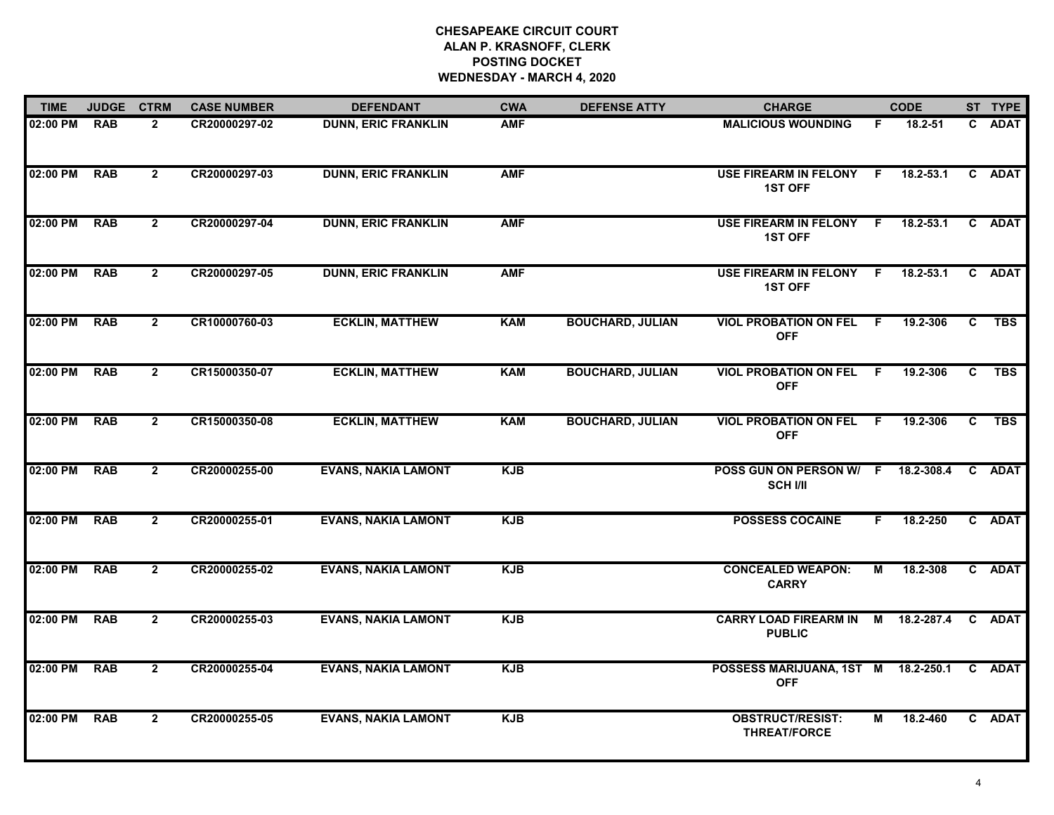# CHESAPEAKE CIRCUIT COURT
## ALAN P. KRASNOFF, CLERK
## POSTING DOCKET
## WEDNESDAY - MARCH 4, 2020

| TIME | JUDGE | CTRM | CASE NUMBER | DEFENDANT | CWA | DEFENSE ATTY | CHARGE | | CODE | ST | TYPE |
|---|---|---|---|---|---|---|---|---|---|---|---|
| 02:00 PM | RAB | 2 | CR20000297-02 | DUNN, ERIC FRANKLIN | AMF | | MALICIOUS WOUNDING | F | 18.2-51 | C | ADAT |
| 02:00 PM | RAB | 2 | CR20000297-03 | DUNN, ERIC FRANKLIN | AMF | | USE FIREARM IN FELONY 1ST OFF | F | 18.2-53.1 | C | ADAT |
| 02:00 PM | RAB | 2 | CR20000297-04 | DUNN, ERIC FRANKLIN | AMF | | USE FIREARM IN FELONY 1ST OFF | F | 18.2-53.1 | C | ADAT |
| 02:00 PM | RAB | 2 | CR20000297-05 | DUNN, ERIC FRANKLIN | AMF | | USE FIREARM IN FELONY 1ST OFF | F | 18.2-53.1 | C | ADAT |
| 02:00 PM | RAB | 2 | CR10000760-03 | ECKLIN, MATTHEW | KAM | BOUCHARD, JULIAN | VIOL PROBATION ON FEL OFF | F | 19.2-306 | C | TBS |
| 02:00 PM | RAB | 2 | CR15000350-07 | ECKLIN, MATTHEW | KAM | BOUCHARD, JULIAN | VIOL PROBATION ON FEL OFF | F | 19.2-306 | C | TBS |
| 02:00 PM | RAB | 2 | CR15000350-08 | ECKLIN, MATTHEW | KAM | BOUCHARD, JULIAN | VIOL PROBATION ON FEL OFF | F | 19.2-306 | C | TBS |
| 02:00 PM | RAB | 2 | CR20000255-00 | EVANS, NAKIA LAMONT | KJB | | POSS GUN ON PERSON W/ SCH I/II | F | 18.2-308.4 | C | ADAT |
| 02:00 PM | RAB | 2 | CR20000255-01 | EVANS, NAKIA LAMONT | KJB | | POSSESS COCAINE | F | 18.2-250 | C | ADAT |
| 02:00 PM | RAB | 2 | CR20000255-02 | EVANS, NAKIA LAMONT | KJB | | CONCEALED WEAPON: CARRY | M | 18.2-308 | C | ADAT |
| 02:00 PM | RAB | 2 | CR20000255-03 | EVANS, NAKIA LAMONT | KJB | | CARRY LOAD FIREARM IN PUBLIC | M | 18.2-287.4 | C | ADAT |
| 02:00 PM | RAB | 2 | CR20000255-04 | EVANS, NAKIA LAMONT | KJB | | POSSESS MARIJUANA, 1ST OFF | M | 18.2-250.1 | C | ADAT |
| 02:00 PM | RAB | 2 | CR20000255-05 | EVANS, NAKIA LAMONT | KJB | | OBSTRUCT/RESIST: THREAT/FORCE | M | 18.2-460 | C | ADAT |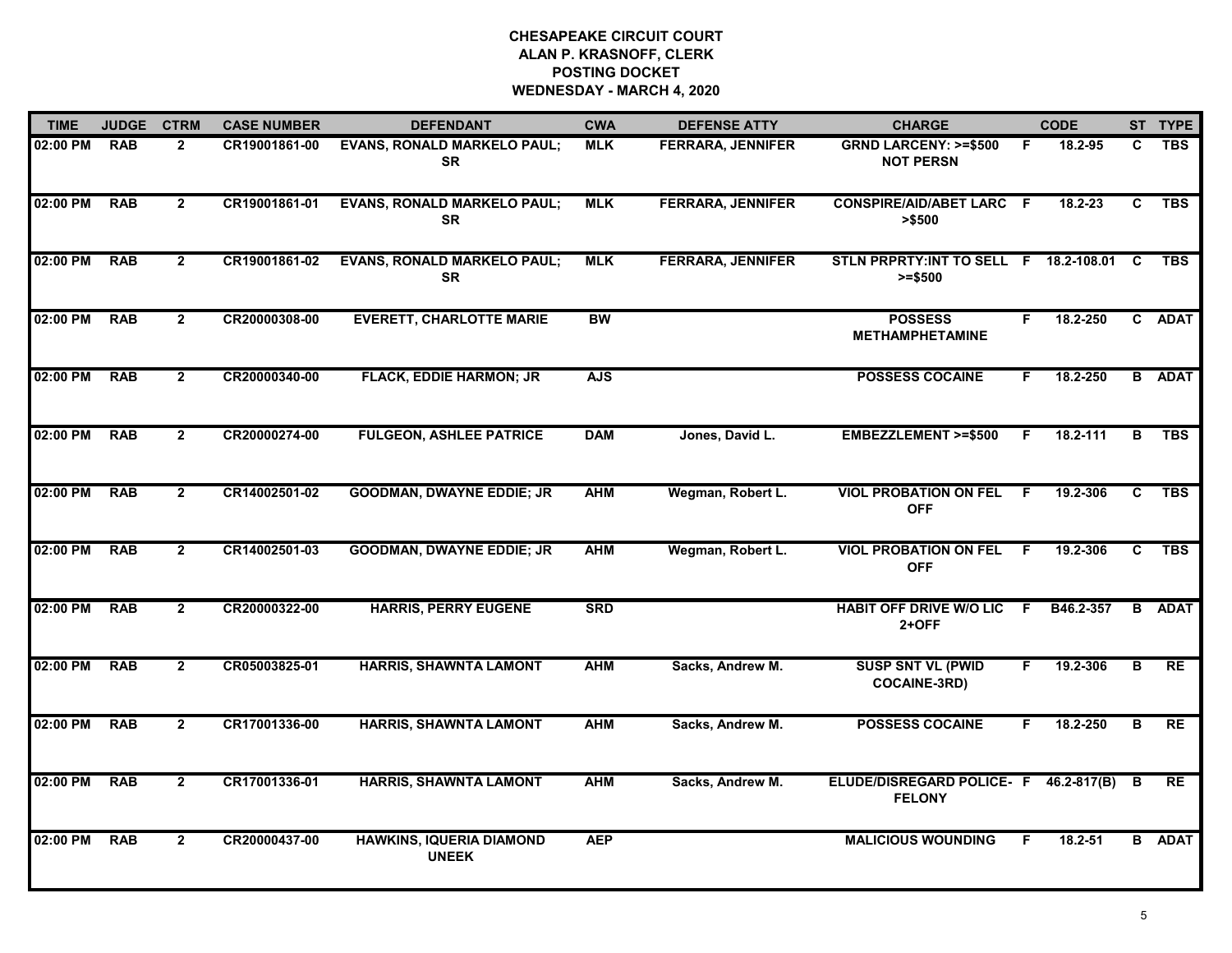# CHESAPEAKE CIRCUIT COURT
## ALAN P. KRASNOFF, CLERK
## POSTING DOCKET
## WEDNESDAY - MARCH 4, 2020

| TIME | JUDGE | CTRM | CASE NUMBER | DEFENDANT | CWA | DEFENSE ATTY | CHARGE | | CODE | ST | TYPE |
|---|---|---|---|---|---|---|---|---|---|---|---|
| 02:00 PM | RAB | 2 | CR19001861-00 | EVANS, RONALD MARKELO PAUL; SR | MLK | FERRARA, JENNIFER | GRND LARCENY: >=$500 NOT PERSN | F | 18.2-95 | C | TBS |
| 02:00 PM | RAB | 2 | CR19001861-01 | EVANS, RONALD MARKELO PAUL; SR | MLK | FERRARA, JENNIFER | CONSPIRE/AID/ABET LARC >$500 | F | 18.2-23 | C | TBS |
| 02:00 PM | RAB | 2 | CR19001861-02 | EVANS, RONALD MARKELO PAUL; SR | MLK | FERRARA, JENNIFER | STLN PRPRTY:INT TO SELL >=$500 | F | 18.2-108.01 | C | TBS |
| 02:00 PM | RAB | 2 | CR20000308-00 | EVERETT, CHARLOTTE MARIE | BW | | POSSESS METHAMPHETAMINE | F | 18.2-250 | C | ADAT |
| 02:00 PM | RAB | 2 | CR20000340-00 | FLACK, EDDIE HARMON; JR | AJS | | POSSESS COCAINE | F | 18.2-250 | B | ADAT |
| 02:00 PM | RAB | 2 | CR20000274-00 | FULGEON, ASHLEE PATRICE | DAM | Jones, David L. | EMBEZZLEMENT >=$500 | F | 18.2-111 | B | TBS |
| 02:00 PM | RAB | 2 | CR14002501-02 | GOODMAN, DWAYNE EDDIE; JR | AHM | Wegman, Robert L. | VIOL PROBATION ON FEL OFF | F | 19.2-306 | C | TBS |
| 02:00 PM | RAB | 2 | CR14002501-03 | GOODMAN, DWAYNE EDDIE; JR | AHM | Wegman, Robert L. | VIOL PROBATION ON FEL OFF | F | 19.2-306 | C | TBS |
| 02:00 PM | RAB | 2 | CR20000322-00 | HARRIS, PERRY EUGENE | SRD | | HABIT OFF DRIVE W/O LIC 2+OFF | F | B46.2-357 | B | ADAT |
| 02:00 PM | RAB | 2 | CR05003825-01 | HARRIS, SHAWNTA LAMONT | AHM | Sacks, Andrew M. | SUSP SNT VL (PWID COCAINE-3RD) | F | 19.2-306 | B | RE |
| 02:00 PM | RAB | 2 | CR17001336-00 | HARRIS, SHAWNTA LAMONT | AHM | Sacks, Andrew M. | POSSESS COCAINE | F | 18.2-250 | B | RE |
| 02:00 PM | RAB | 2 | CR17001336-01 | HARRIS, SHAWNTA LAMONT | AHM | Sacks, Andrew M. | ELUDE/DISREGARD POLICE- FELONY | F | 46.2-817(B) | B | RE |
| 02:00 PM | RAB | 2 | CR20000437-00 | HAWKINS, IQUERIA DIAMOND UNEEK | AEP | | MALICIOUS WOUNDING | F | 18.2-51 | B | ADAT |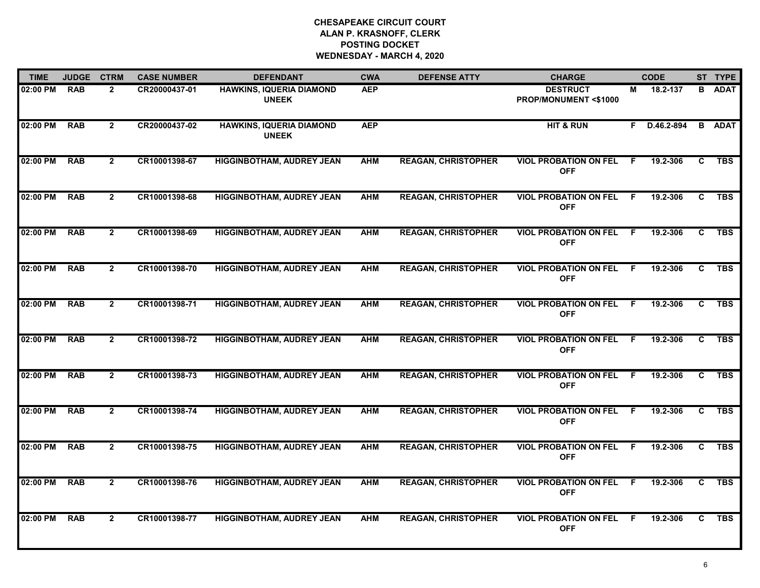# CHESAPEAKE CIRCUIT COURT
## ALAN P. KRASNOFF, CLERK
## POSTING DOCKET
## WEDNESDAY - MARCH 4, 2020

| TIME | JUDGE | CTRM | CASE NUMBER | DEFENDANT | CWA | DEFENSE ATTY | CHARGE | | CODE | ST | TYPE |
|---|---|---|---|---|---|---|---|---|---|---|---|
| 02:00 PM | RAB | 2 | CR20000437-01 | HAWKINS, IQUERIA DIAMOND UNEEK | AEP | | DESTRUCT PROP/MONUMENT <$1000 | M | 18.2-137 | B | ADAT |
| 02:00 PM | RAB | 2 | CR20000437-02 | HAWKINS, IQUERIA DIAMOND UNEEK | AEP | | HIT & RUN | F | D.46.2-894 | B | ADAT |
| 02:00 PM | RAB | 2 | CR10001398-67 | HIGGINBOTHAM, AUDREY JEAN | AHM | REAGAN, CHRISTOPHER | VIOL PROBATION ON FEL OFF | F | 19.2-306 | C | TBS |
| 02:00 PM | RAB | 2 | CR10001398-68 | HIGGINBOTHAM, AUDREY JEAN | AHM | REAGAN, CHRISTOPHER | VIOL PROBATION ON FEL OFF | F | 19.2-306 | C | TBS |
| 02:00 PM | RAB | 2 | CR10001398-69 | HIGGINBOTHAM, AUDREY JEAN | AHM | REAGAN, CHRISTOPHER | VIOL PROBATION ON FEL OFF | F | 19.2-306 | C | TBS |
| 02:00 PM | RAB | 2 | CR10001398-70 | HIGGINBOTHAM, AUDREY JEAN | AHM | REAGAN, CHRISTOPHER | VIOL PROBATION ON FEL OFF | F | 19.2-306 | C | TBS |
| 02:00 PM | RAB | 2 | CR10001398-71 | HIGGINBOTHAM, AUDREY JEAN | AHM | REAGAN, CHRISTOPHER | VIOL PROBATION ON FEL OFF | F | 19.2-306 | C | TBS |
| 02:00 PM | RAB | 2 | CR10001398-72 | HIGGINBOTHAM, AUDREY JEAN | AHM | REAGAN, CHRISTOPHER | VIOL PROBATION ON FEL OFF | F | 19.2-306 | C | TBS |
| 02:00 PM | RAB | 2 | CR10001398-73 | HIGGINBOTHAM, AUDREY JEAN | AHM | REAGAN, CHRISTOPHER | VIOL PROBATION ON FEL OFF | F | 19.2-306 | C | TBS |
| 02:00 PM | RAB | 2 | CR10001398-74 | HIGGINBOTHAM, AUDREY JEAN | AHM | REAGAN, CHRISTOPHER | VIOL PROBATION ON FEL OFF | F | 19.2-306 | C | TBS |
| 02:00 PM | RAB | 2 | CR10001398-75 | HIGGINBOTHAM, AUDREY JEAN | AHM | REAGAN, CHRISTOPHER | VIOL PROBATION ON FEL OFF | F | 19.2-306 | C | TBS |
| 02:00 PM | RAB | 2 | CR10001398-76 | HIGGINBOTHAM, AUDREY JEAN | AHM | REAGAN, CHRISTOPHER | VIOL PROBATION ON FEL OFF | F | 19.2-306 | C | TBS |
| 02:00 PM | RAB | 2 | CR10001398-77 | HIGGINBOTHAM, AUDREY JEAN | AHM | REAGAN, CHRISTOPHER | VIOL PROBATION ON FEL OFF | F | 19.2-306 | C | TBS |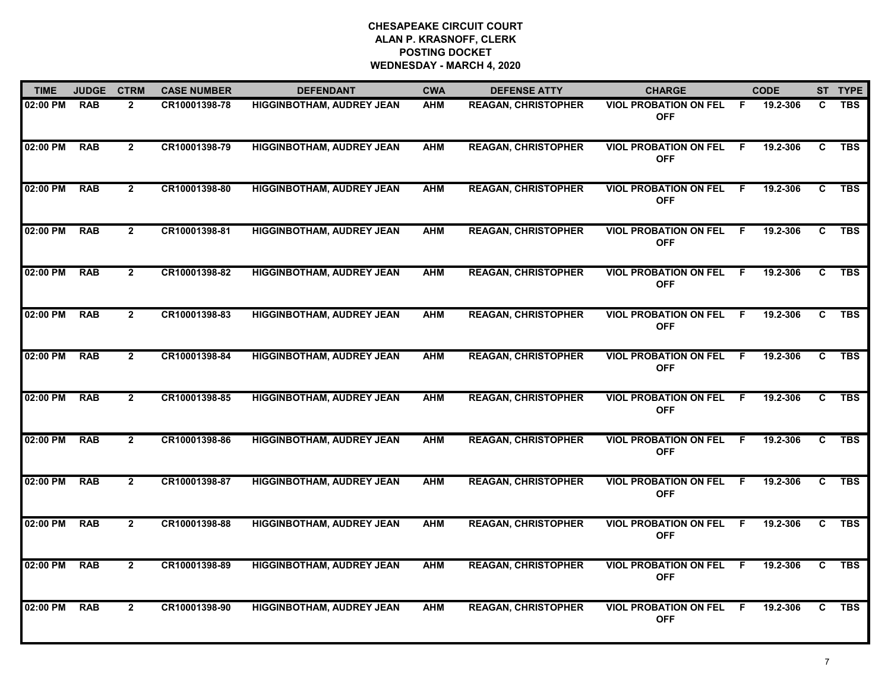# CHESAPEAKE CIRCUIT COURT
## ALAN P. KRASNOFF, CLERK
## POSTING DOCKET
## WEDNESDAY - MARCH 4, 2020

| TIME | JUDGE | CTRM | CASE NUMBER | DEFENDANT | CWA | DEFENSE ATTY | CHARGE | | CODE | ST | TYPE |
|---|---|---|---|---|---|---|---|---|---|---|---|
| 02:00 PM | RAB | 2 | CR10001398-78 | HIGGINBOTHAM, AUDREY JEAN | AHM | REAGAN, CHRISTOPHER | VIOL PROBATION ON FEL OFF | F | 19.2-306 | C | TBS |
| 02:00 PM | RAB | 2 | CR10001398-79 | HIGGINBOTHAM, AUDREY JEAN | AHM | REAGAN, CHRISTOPHER | VIOL PROBATION ON FEL OFF | F | 19.2-306 | C | TBS |
| 02:00 PM | RAB | 2 | CR10001398-80 | HIGGINBOTHAM, AUDREY JEAN | AHM | REAGAN, CHRISTOPHER | VIOL PROBATION ON FEL OFF | F | 19.2-306 | C | TBS |
| 02:00 PM | RAB | 2 | CR10001398-81 | HIGGINBOTHAM, AUDREY JEAN | AHM | REAGAN, CHRISTOPHER | VIOL PROBATION ON FEL OFF | F | 19.2-306 | C | TBS |
| 02:00 PM | RAB | 2 | CR10001398-82 | HIGGINBOTHAM, AUDREY JEAN | AHM | REAGAN, CHRISTOPHER | VIOL PROBATION ON FEL OFF | F | 19.2-306 | C | TBS |
| 02:00 PM | RAB | 2 | CR10001398-83 | HIGGINBOTHAM, AUDREY JEAN | AHM | REAGAN, CHRISTOPHER | VIOL PROBATION ON FEL OFF | F | 19.2-306 | C | TBS |
| 02:00 PM | RAB | 2 | CR10001398-84 | HIGGINBOTHAM, AUDREY JEAN | AHM | REAGAN, CHRISTOPHER | VIOL PROBATION ON FEL OFF | F | 19.2-306 | C | TBS |
| 02:00 PM | RAB | 2 | CR10001398-85 | HIGGINBOTHAM, AUDREY JEAN | AHM | REAGAN, CHRISTOPHER | VIOL PROBATION ON FEL OFF | F | 19.2-306 | C | TBS |
| 02:00 PM | RAB | 2 | CR10001398-86 | HIGGINBOTHAM, AUDREY JEAN | AHM | REAGAN, CHRISTOPHER | VIOL PROBATION ON FEL OFF | F | 19.2-306 | C | TBS |
| 02:00 PM | RAB | 2 | CR10001398-87 | HIGGINBOTHAM, AUDREY JEAN | AHM | REAGAN, CHRISTOPHER | VIOL PROBATION ON FEL OFF | F | 19.2-306 | C | TBS |
| 02:00 PM | RAB | 2 | CR10001398-88 | HIGGINBOTHAM, AUDREY JEAN | AHM | REAGAN, CHRISTOPHER | VIOL PROBATION ON FEL OFF | F | 19.2-306 | C | TBS |
| 02:00 PM | RAB | 2 | CR10001398-89 | HIGGINBOTHAM, AUDREY JEAN | AHM | REAGAN, CHRISTOPHER | VIOL PROBATION ON FEL OFF | F | 19.2-306 | C | TBS |
| 02:00 PM | RAB | 2 | CR10001398-90 | HIGGINBOTHAM, AUDREY JEAN | AHM | REAGAN, CHRISTOPHER | VIOL PROBATION ON FEL OFF | F | 19.2-306 | C | TBS |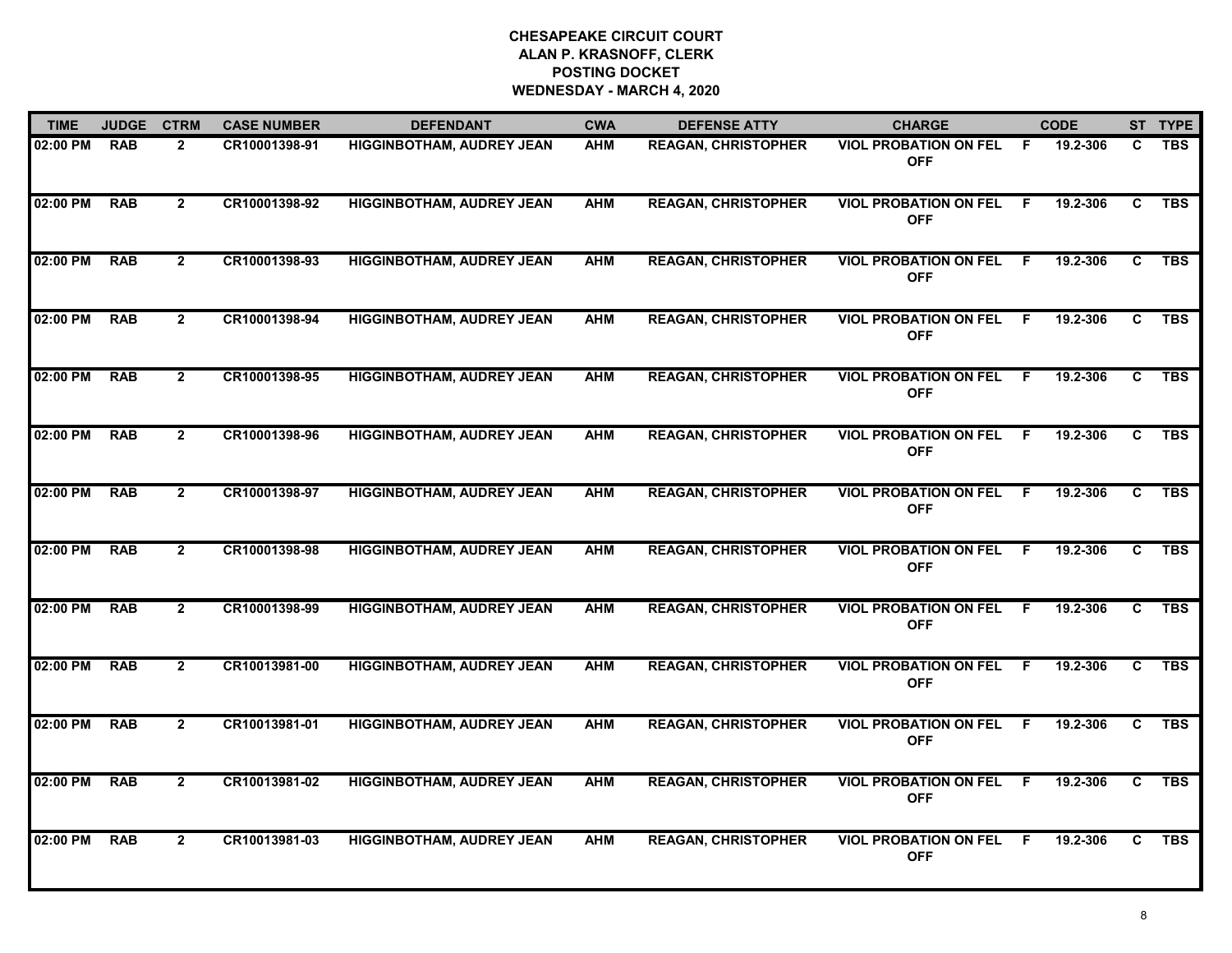**CHESAPEAKE CIRCUIT COURT**
**ALAN P. KRASNOFF, CLERK**
**POSTING DOCKET**
**WEDNESDAY - MARCH 4, 2020**

| TIME | JUDGE | CTRM | CASE NUMBER | DEFENDANT | CWA | DEFENSE ATTY | CHARGE | | CODE | ST | TYPE |
|---|---|---|---|---|---|---|---|---|---|---|---|
| 02:00 PM | RAB | 2 | CR10001398-91 | HIGGINBOTHAM, AUDREY JEAN | AHM | REAGAN, CHRISTOPHER | VIOL PROBATION ON FEL OFF | F | 19.2-306 | C | TBS |
| 02:00 PM | RAB | 2 | CR10001398-92 | HIGGINBOTHAM, AUDREY JEAN | AHM | REAGAN, CHRISTOPHER | VIOL PROBATION ON FEL OFF | F | 19.2-306 | C | TBS |
| 02:00 PM | RAB | 2 | CR10001398-93 | HIGGINBOTHAM, AUDREY JEAN | AHM | REAGAN, CHRISTOPHER | VIOL PROBATION ON FEL OFF | F | 19.2-306 | C | TBS |
| 02:00 PM | RAB | 2 | CR10001398-94 | HIGGINBOTHAM, AUDREY JEAN | AHM | REAGAN, CHRISTOPHER | VIOL PROBATION ON FEL OFF | F | 19.2-306 | C | TBS |
| 02:00 PM | RAB | 2 | CR10001398-95 | HIGGINBOTHAM, AUDREY JEAN | AHM | REAGAN, CHRISTOPHER | VIOL PROBATION ON FEL OFF | F | 19.2-306 | C | TBS |
| 02:00 PM | RAB | 2 | CR10001398-96 | HIGGINBOTHAM, AUDREY JEAN | AHM | REAGAN, CHRISTOPHER | VIOL PROBATION ON FEL OFF | F | 19.2-306 | C | TBS |
| 02:00 PM | RAB | 2 | CR10001398-97 | HIGGINBOTHAM, AUDREY JEAN | AHM | REAGAN, CHRISTOPHER | VIOL PROBATION ON FEL OFF | F | 19.2-306 | C | TBS |
| 02:00 PM | RAB | 2 | CR10001398-98 | HIGGINBOTHAM, AUDREY JEAN | AHM | REAGAN, CHRISTOPHER | VIOL PROBATION ON FEL OFF | F | 19.2-306 | C | TBS |
| 02:00 PM | RAB | 2 | CR10001398-99 | HIGGINBOTHAM, AUDREY JEAN | AHM | REAGAN, CHRISTOPHER | VIOL PROBATION ON FEL OFF | F | 19.2-306 | C | TBS |
| 02:00 PM | RAB | 2 | CR10013981-00 | HIGGINBOTHAM, AUDREY JEAN | AHM | REAGAN, CHRISTOPHER | VIOL PROBATION ON FEL OFF | F | 19.2-306 | C | TBS |
| 02:00 PM | RAB | 2 | CR10013981-01 | HIGGINBOTHAM, AUDREY JEAN | AHM | REAGAN, CHRISTOPHER | VIOL PROBATION ON FEL OFF | F | 19.2-306 | C | TBS |
| 02:00 PM | RAB | 2 | CR10013981-02 | HIGGINBOTHAM, AUDREY JEAN | AHM | REAGAN, CHRISTOPHER | VIOL PROBATION ON FEL OFF | F | 19.2-306 | C | TBS |
| 02:00 PM | RAB | 2 | CR10013981-03 | HIGGINBOTHAM, AUDREY JEAN | AHM | REAGAN, CHRISTOPHER | VIOL PROBATION ON FEL OFF | F | 19.2-306 | C | TBS |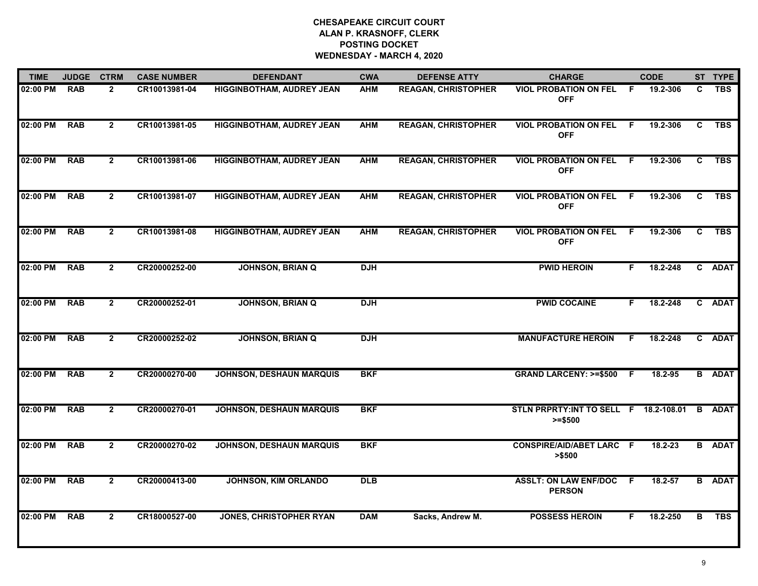# CHESAPEAKE CIRCUIT COURT
## ALAN P. KRASNOFF, CLERK
## POSTING DOCKET
## WEDNESDAY - MARCH 4, 2020

| TIME | JUDGE | CTRM | CASE NUMBER | DEFENDANT | CWA | DEFENSE ATTY | CHARGE | | CODE | ST | TYPE |
|---|---|---|---|---|---|---|---|---|---|---|---|
| 02:00 PM | RAB | 2 | CR10013981-04 | HIGGINBOTHAM, AUDREY JEAN | AHM | REAGAN, CHRISTOPHER | VIOL PROBATION ON FEL OFF | F | 19.2-306 | C | TBS |
| 02:00 PM | RAB | 2 | CR10013981-05 | HIGGINBOTHAM, AUDREY JEAN | AHM | REAGAN, CHRISTOPHER | VIOL PROBATION ON FEL OFF | F | 19.2-306 | C | TBS |
| 02:00 PM | RAB | 2 | CR10013981-06 | HIGGINBOTHAM, AUDREY JEAN | AHM | REAGAN, CHRISTOPHER | VIOL PROBATION ON FEL OFF | F | 19.2-306 | C | TBS |
| 02:00 PM | RAB | 2 | CR10013981-07 | HIGGINBOTHAM, AUDREY JEAN | AHM | REAGAN, CHRISTOPHER | VIOL PROBATION ON FEL OFF | F | 19.2-306 | C | TBS |
| 02:00 PM | RAB | 2 | CR10013981-08 | HIGGINBOTHAM, AUDREY JEAN | AHM | REAGAN, CHRISTOPHER | VIOL PROBATION ON FEL OFF | F | 19.2-306 | C | TBS |
| 02:00 PM | RAB | 2 | CR20000252-00 | JOHNSON, BRIAN Q | DJH | | PWID HEROIN | F | 18.2-248 | C | ADAT |
| 02:00 PM | RAB | 2 | CR20000252-01 | JOHNSON, BRIAN Q | DJH | | PWID COCAINE | F | 18.2-248 | C | ADAT |
| 02:00 PM | RAB | 2 | CR20000252-02 | JOHNSON, BRIAN Q | DJH | | MANUFACTURE HEROIN | F | 18.2-248 | C | ADAT |
| 02:00 PM | RAB | 2 | CR20000270-00 | JOHNSON, DESHAUN MARQUIS | BKF | | GRAND LARCENY: >=$500 | F | 18.2-95 | B | ADAT |
| 02:00 PM | RAB | 2 | CR20000270-01 | JOHNSON, DESHAUN MARQUIS | BKF | | STLN PRPRTY:INT TO SELL >=$500 | F | 18.2-108.01 | B | ADAT |
| 02:00 PM | RAB | 2 | CR20000270-02 | JOHNSON, DESHAUN MARQUIS | BKF | | CONSPIRE/AID/ABET LARC >$500 | F | 18.2-23 | B | ADAT |
| 02:00 PM | RAB | 2 | CR20000413-00 | JOHNSON, KIM ORLANDO | DLB | | ASSLT: ON LAW ENF/DOC PERSON | F | 18.2-57 | B | ADAT |
| 02:00 PM | RAB | 2 | CR18000527-00 | JONES, CHRISTOPHER RYAN | DAM | Sacks, Andrew M. | POSSESS HEROIN | F | 18.2-250 | B | TBS |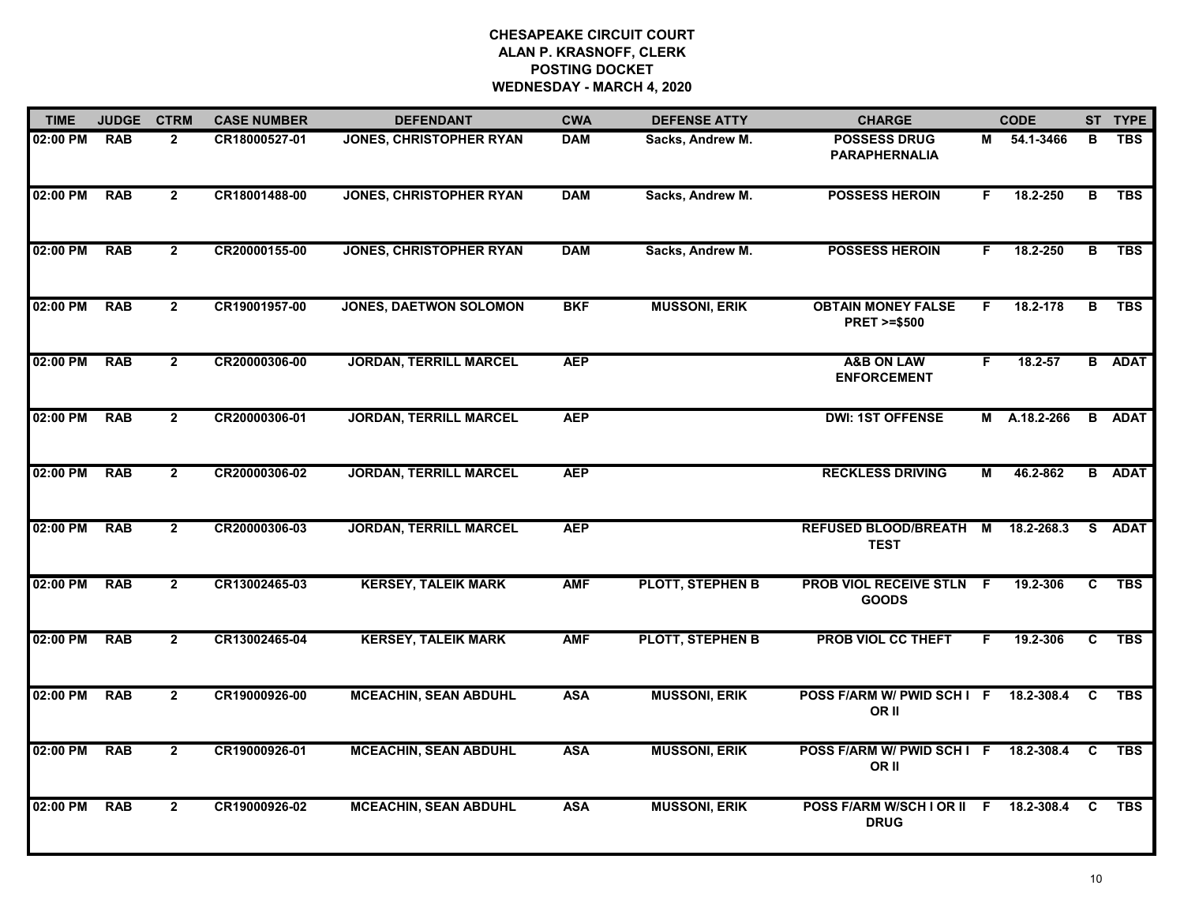**CHESAPEAKE CIRCUIT COURT**
**ALAN P. KRASNOFF, CLERK**
**POSTING DOCKET**
**WEDNESDAY - MARCH 4, 2020**

| TIME | JUDGE | CTRM | CASE NUMBER | DEFENDANT | CWA | DEFENSE ATTY | CHARGE | | CODE | ST | TYPE |
|---|---|---|---|---|---|---|---|---|---|---|---|
| 02:00 PM | RAB | 2 | CR18000527-01 | JONES, CHRISTOPHER RYAN | DAM | Sacks, Andrew M. | POSSESS DRUG PARAPHERNALIA | M | 54.1-3466 | B | TBS |
| 02:00 PM | RAB | 2 | CR18001488-00 | JONES, CHRISTOPHER RYAN | DAM | Sacks, Andrew M. | POSSESS HEROIN | F | 18.2-250 | B | TBS |
| 02:00 PM | RAB | 2 | CR20000155-00 | JONES, CHRISTOPHER RYAN | DAM | Sacks, Andrew M. | POSSESS HEROIN | F | 18.2-250 | B | TBS |
| 02:00 PM | RAB | 2 | CR19001957-00 | JONES, DAETWON SOLOMON | BKF | MUSSONI, ERIK | OBTAIN MONEY FALSE PRET >=$500 | F | 18.2-178 | B | TBS |
| 02:00 PM | RAB | 2 | CR20000306-00 | JORDAN, TERRILL MARCEL | AEP | | A&B ON LAW ENFORCEMENT | F | 18.2-57 | B | ADAT |
| 02:00 PM | RAB | 2 | CR20000306-01 | JORDAN, TERRILL MARCEL | AEP | | DWI: 1ST OFFENSE | M | A.18.2-266 | B | ADAT |
| 02:00 PM | RAB | 2 | CR20000306-02 | JORDAN, TERRILL MARCEL | AEP | | RECKLESS DRIVING | M | 46.2-862 | B | ADAT |
| 02:00 PM | RAB | 2 | CR20000306-03 | JORDAN, TERRILL MARCEL | AEP | | REFUSED BLOOD/BREATH TEST | M | 18.2-268.3 | S | ADAT |
| 02:00 PM | RAB | 2 | CR13002465-03 | KERSEY, TALEIK MARK | AMF | PLOTT, STEPHEN B | PROB VIOL RECEIVE STLN GOODS | F | 19.2-306 | C | TBS |
| 02:00 PM | RAB | 2 | CR13002465-04 | KERSEY, TALEIK MARK | AMF | PLOTT, STEPHEN B | PROB VIOL CC THEFT | F | 19.2-306 | C | TBS |
| 02:00 PM | RAB | 2 | CR19000926-00 | MCEACHIN, SEAN ABDUHL | ASA | MUSSONI, ERIK | POSS F/ARM W/ PWID SCH I OR II | F | 18.2-308.4 | C | TBS |
| 02:00 PM | RAB | 2 | CR19000926-01 | MCEACHIN, SEAN ABDUHL | ASA | MUSSONI, ERIK | POSS F/ARM W/ PWID SCH I OR II | F | 18.2-308.4 | C | TBS |
| 02:00 PM | RAB | 2 | CR19000926-02 | MCEACHIN, SEAN ABDUHL | ASA | MUSSONI, ERIK | POSS F/ARM W/SCH I OR II DRUG | F | 18.2-308.4 | C | TBS |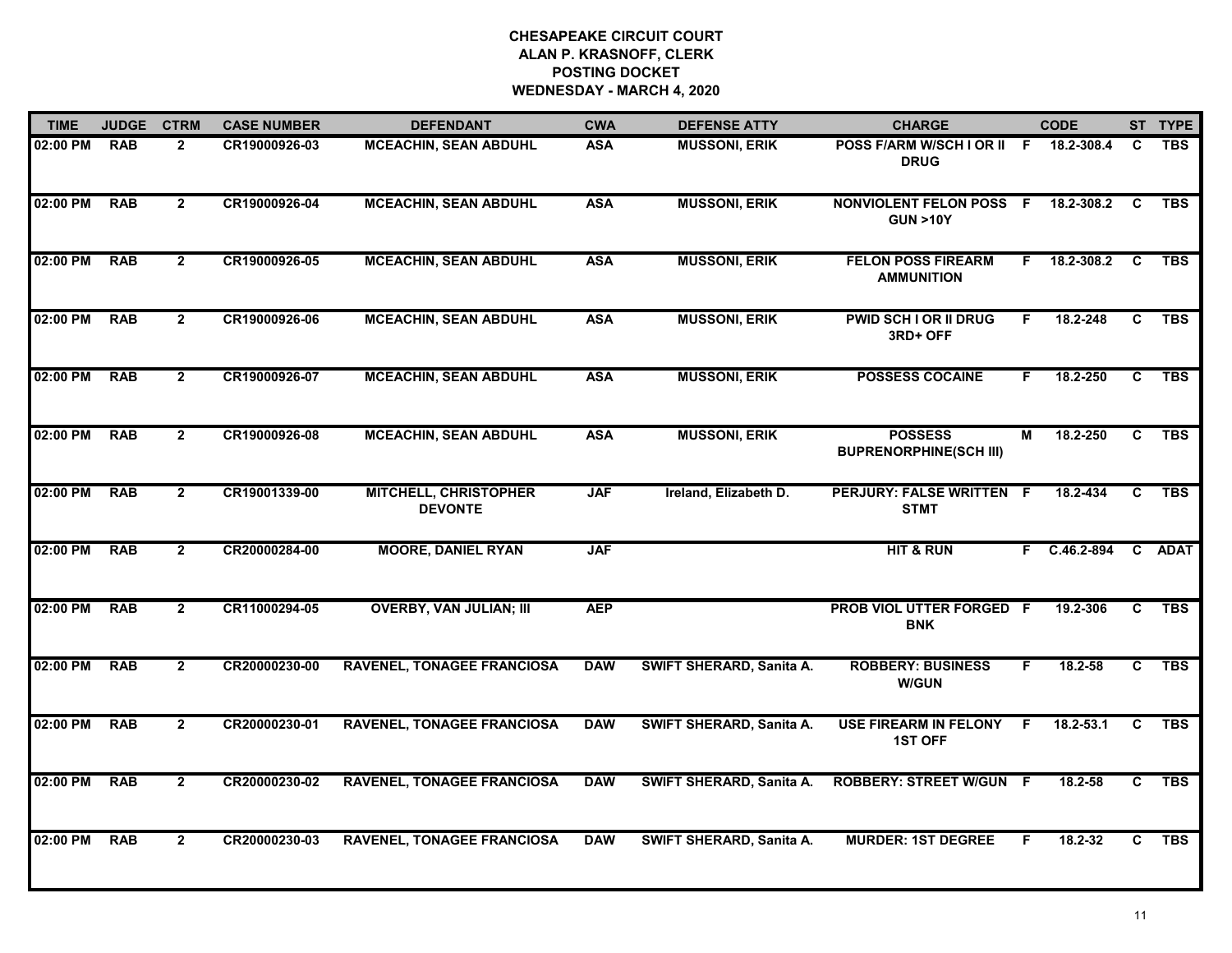**CHESAPEAKE CIRCUIT COURT**
**ALAN P. KRASNOFF, CLERK**
**POSTING DOCKET**
**WEDNESDAY - MARCH 4, 2020**

| TIME | JUDGE | CTRM | CASE NUMBER | DEFENDANT | CWA | DEFENSE ATTY | CHARGE | | CODE | ST | TYPE |
|---|---|---|---|---|---|---|---|---|---|---|---|
| 02:00 PM | RAB | 2 | CR19000926-03 | MCEACHIN, SEAN ABDUHL | ASA | MUSSONI, ERIK | POSS F/ARM W/SCH I OR II DRUG | F | 18.2-308.4 | C | TBS |
| 02:00 PM | RAB | 2 | CR19000926-04 | MCEACHIN, SEAN ABDUHL | ASA | MUSSONI, ERIK | NONVIOLENT FELON POSS GUN >10Y | F | 18.2-308.2 | C | TBS |
| 02:00 PM | RAB | 2 | CR19000926-05 | MCEACHIN, SEAN ABDUHL | ASA | MUSSONI, ERIK | FELON POSS FIREARM AMMUNITION | F | 18.2-308.2 | C | TBS |
| 02:00 PM | RAB | 2 | CR19000926-06 | MCEACHIN, SEAN ABDUHL | ASA | MUSSONI, ERIK | PWID SCH I OR II DRUG 3RD+ OFF | F | 18.2-248 | C | TBS |
| 02:00 PM | RAB | 2 | CR19000926-07 | MCEACHIN, SEAN ABDUHL | ASA | MUSSONI, ERIK | POSSESS COCAINE | F | 18.2-250 | C | TBS |
| 02:00 PM | RAB | 2 | CR19000926-08 | MCEACHIN, SEAN ABDUHL | ASA | MUSSONI, ERIK | POSSESS BUPRENORPHINE(SCH III) | M | 18.2-250 | C | TBS |
| 02:00 PM | RAB | 2 | CR19001339-00 | MITCHELL, CHRISTOPHER DEVONTE | JAF | Ireland, Elizabeth D. | PERJURY: FALSE WRITTEN STMT | F | 18.2-434 | C | TBS |
| 02:00 PM | RAB | 2 | CR20000284-00 | MOORE, DANIEL RYAN | JAF | | HIT & RUN | F | C.46.2-894 | C | ADAT |
| 02:00 PM | RAB | 2 | CR11000294-05 | OVERBY, VAN JULIAN; III | AEP | | PROB VIOL UTTER FORGED BNK | F | 19.2-306 | C | TBS |
| 02:00 PM | RAB | 2 | CR20000230-00 | RAVENEL, TONAGEE FRANCIOSA | DAW | SWIFT SHERARD, Sanita A. | ROBBERY: BUSINESS W/GUN | F | 18.2-58 | C | TBS |
| 02:00 PM | RAB | 2 | CR20000230-01 | RAVENEL, TONAGEE FRANCIOSA | DAW | SWIFT SHERARD, Sanita A. | USE FIREARM IN FELONY 1ST OFF | F | 18.2-53.1 | C | TBS |
| 02:00 PM | RAB | 2 | CR20000230-02 | RAVENEL, TONAGEE FRANCIOSA | DAW | SWIFT SHERARD, Sanita A. | ROBBERY: STREET W/GUN | F | 18.2-58 | C | TBS |
| 02:00 PM | RAB | 2 | CR20000230-03 | RAVENEL, TONAGEE FRANCIOSA | DAW | SWIFT SHERARD, Sanita A. | MURDER: 1ST DEGREE | F | 18.2-32 | C | TBS |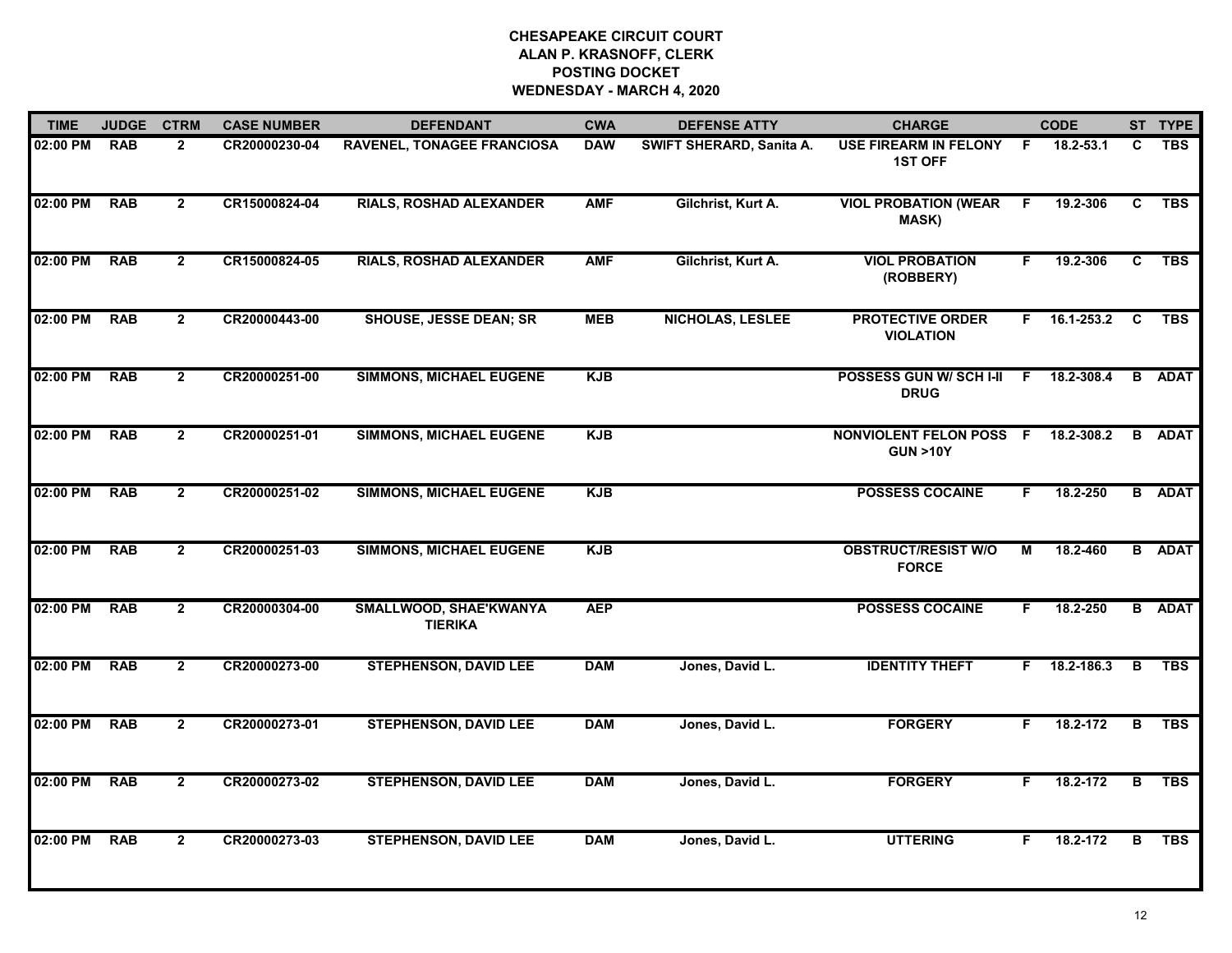# CHESAPEAKE CIRCUIT COURT
## ALAN P. KRASNOFF, CLERK
## POSTING DOCKET
## WEDNESDAY - MARCH 4, 2020

| TIME | JUDGE | CTRM | CASE NUMBER | DEFENDANT | CWA | DEFENSE ATTY | CHARGE | | CODE | ST | TYPE |
|---|---|---|---|---|---|---|---|---|---|---|---|
| 02:00 PM | RAB | 2 | CR20000230-04 | RAVENEL, TONAGEE FRANCIOSA | DAW | SWIFT SHERARD, Sanita A. | USE FIREARM IN FELONY 1ST OFF | F | 18.2-53.1 | C | TBS |
| 02:00 PM | RAB | 2 | CR15000824-04 | RIALS, ROSHAD ALEXANDER | AMF | Gilchrist, Kurt A. | VIOL PROBATION (WEAR MASK) | F | 19.2-306 | C | TBS |
| 02:00 PM | RAB | 2 | CR15000824-05 | RIALS, ROSHAD ALEXANDER | AMF | Gilchrist, Kurt A. | VIOL PROBATION (ROBBERY) | F | 19.2-306 | C | TBS |
| 02:00 PM | RAB | 2 | CR20000443-00 | SHOUSE, JESSE DEAN; SR | MEB | NICHOLAS, LESLEE | PROTECTIVE ORDER VIOLATION | F | 16.1-253.2 | C | TBS |
| 02:00 PM | RAB | 2 | CR20000251-00 | SIMMONS, MICHAEL EUGENE | KJB | | POSSESS GUN W/ SCH I-II DRUG | F | 18.2-308.4 | B | ADAT |
| 02:00 PM | RAB | 2 | CR20000251-01 | SIMMONS, MICHAEL EUGENE | KJB | | NONVIOLENT FELON POSS GUN >10Y | F | 18.2-308.2 | B | ADAT |
| 02:00 PM | RAB | 2 | CR20000251-02 | SIMMONS, MICHAEL EUGENE | KJB | | POSSESS COCAINE | F | 18.2-250 | B | ADAT |
| 02:00 PM | RAB | 2 | CR20000251-03 | SIMMONS, MICHAEL EUGENE | KJB | | OBSTRUCT/RESIST W/O FORCE | M | 18.2-460 | B | ADAT |
| 02:00 PM | RAB | 2 | CR20000304-00 | SMALLWOOD, SHAE'KWANYA TIERIKA | AEP | | POSSESS COCAINE | F | 18.2-250 | B | ADAT |
| 02:00 PM | RAB | 2 | CR20000273-00 | STEPHENSON, DAVID LEE | DAM | Jones, David L. | IDENTITY THEFT | F | 18.2-186.3 | B | TBS |
| 02:00 PM | RAB | 2 | CR20000273-01 | STEPHENSON, DAVID LEE | DAM | Jones, David L. | FORGERY | F | 18.2-172 | B | TBS |
| 02:00 PM | RAB | 2 | CR20000273-02 | STEPHENSON, DAVID LEE | DAM | Jones, David L. | FORGERY | F | 18.2-172 | B | TBS |
| 02:00 PM | RAB | 2 | CR20000273-03 | STEPHENSON, DAVID LEE | DAM | Jones, David L. | UTTERING | F | 18.2-172 | B | TBS |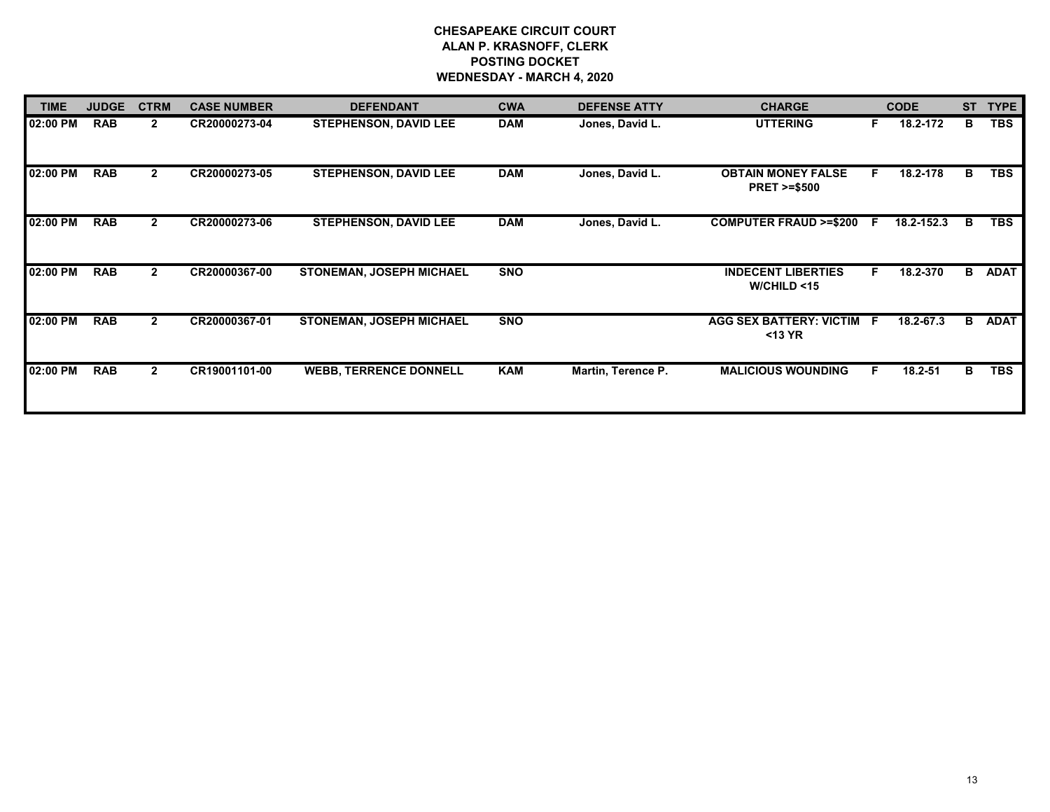# CHESAPEAKE CIRCUIT COURT
## ALAN P. KRASNOFF, CLERK
## POSTING DOCKET
## WEDNESDAY - MARCH 4, 2020

| TIME | JUDGE | CTRM | CASE NUMBER | DEFENDANT | CWA | DEFENSE ATTY | CHARGE | | CODE | ST | TYPE |
|---|---|---|---|---|---|---|---|---|---|---|---|
| 02:00 PM | RAB | 2 | CR20000273-04 | STEPHENSON, DAVID LEE | DAM | Jones, David L. | UTTERING | F | 18.2-172 | B | TBS |
| 02:00 PM | RAB | 2 | CR20000273-05 | STEPHENSON, DAVID LEE | DAM | Jones, David L. | OBTAIN MONEY FALSE PRET >=$500 | F | 18.2-178 | B | TBS |
| 02:00 PM | RAB | 2 | CR20000273-06 | STEPHENSON, DAVID LEE | DAM | Jones, David L. | COMPUTER FRAUD >=$200 | F | 18.2-152.3 | B | TBS |
| 02:00 PM | RAB | 2 | CR20000367-00 | STONEMAN, JOSEPH MICHAEL | SNO | | INDECENT LIBERTIES W/CHILD <15 | F | 18.2-370 | B | ADAT |
| 02:00 PM | RAB | 2 | CR20000367-01 | STONEMAN, JOSEPH MICHAEL | SNO | | AGG SEX BATTERY: VICTIM <13 YR | F | 18.2-67.3 | B | ADAT |
| 02:00 PM | RAB | 2 | CR19001101-00 | WEBB, TERRENCE DONNELL | KAM | Martin, Terence P. | MALICIOUS WOUNDING | F | 18.2-51 | B | TBS |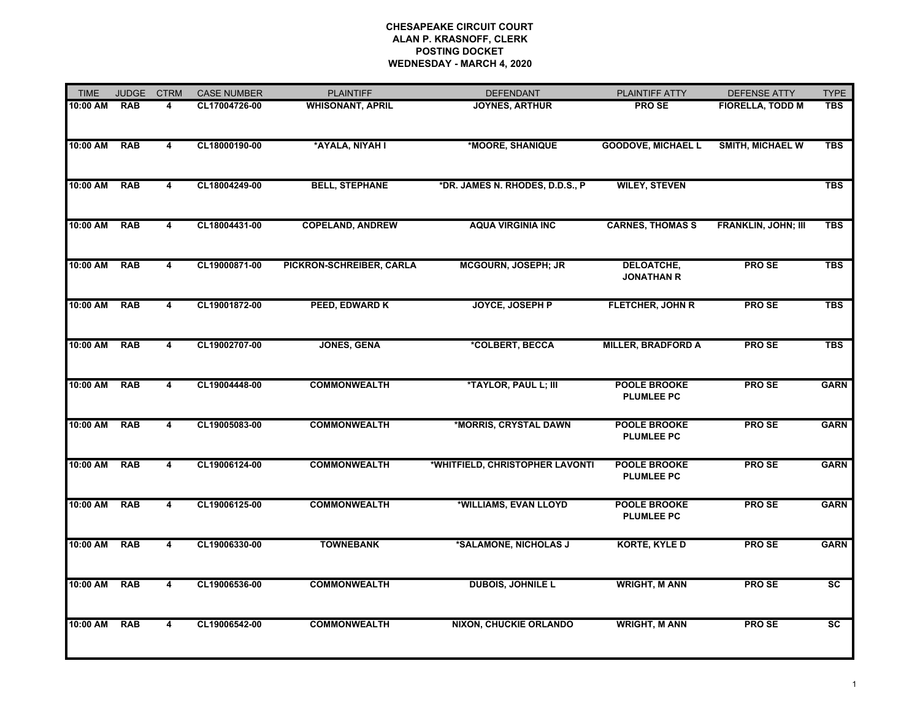**CHESAPEAKE CIRCUIT COURT**
**ALAN P. KRASNOFF, CLERK**
**POSTING DOCKET**
**WEDNESDAY - MARCH 4, 2020**

| TIME | JUDGE | CTRM | CASE NUMBER | PLAINTIFF | DEFENDANT | PLAINTIFF ATTY | DEFENSE ATTY | TYPE |
|---|---|---|---|---|---|---|---|---|
| 10:00 AM | RAB | 4 | CL17004726-00 | WHISONANT, APRIL | JOYNES, ARTHUR | PRO SE | FIORELLA, TODD M | TBS |
| 10:00 AM | RAB | 4 | CL18000190-00 | *AYALA, NIYAH I | *MOORE, SHANIQUE | GOODOVE, MICHAEL L | SMITH, MICHAEL W | TBS |
| 10:00 AM | RAB | 4 | CL18004249-00 | BELL, STEPHANE | *DR. JAMES N. RHODES, D.D.S., P | WILEY, STEVEN | | TBS |
| 10:00 AM | RAB | 4 | CL18004431-00 | COPELAND, ANDREW | AQUA VIRGINIA INC | CARNES, THOMAS S | FRANKLIN, JOHN; III | TBS |
| 10:00 AM | RAB | 4 | CL19000871-00 | PICKRON-SCHREIBER, CARLA | MCGOURN, JOSEPH; JR | DELOATCHE, JONATHAN R | PRO SE | TBS |
| 10:00 AM | RAB | 4 | CL19001872-00 | PEED, EDWARD K | JOYCE, JOSEPH P | FLETCHER, JOHN R | PRO SE | TBS |
| 10:00 AM | RAB | 4 | CL19002707-00 | JONES, GENA | *COLBERT, BECCA | MILLER, BRADFORD A | PRO SE | TBS |
| 10:00 AM | RAB | 4 | CL19004448-00 | COMMONWEALTH | *TAYLOR, PAUL L; III | POOLE BROOKE PLUMLEE PC | PRO SE | GARN |
| 10:00 AM | RAB | 4 | CL19005083-00 | COMMONWEALTH | *MORRIS, CRYSTAL DAWN | POOLE BROOKE PLUMLEE PC | PRO SE | GARN |
| 10:00 AM | RAB | 4 | CL19006124-00 | COMMONWEALTH | *WHITFIELD, CHRISTOPHER LAVONTI | POOLE BROOKE PLUMLEE PC | PRO SE | GARN |
| 10:00 AM | RAB | 4 | CL19006125-00 | COMMONWEALTH | *WILLIAMS, EVAN LLOYD | POOLE BROOKE PLUMLEE PC | PRO SE | GARN |
| 10:00 AM | RAB | 4 | CL19006330-00 | TOWNEBANK | *SALAMONE, NICHOLAS J | KORTE, KYLE D | PRO SE | GARN |
| 10:00 AM | RAB | 4 | CL19006536-00 | COMMONWEALTH | DUBOIS, JOHNILE L | WRIGHT, M ANN | PRO SE | SC |
| 10:00 AM | RAB | 4 | CL19006542-00 | COMMONWEALTH | NIXON, CHUCKIE ORLANDO | WRIGHT, M ANN | PRO SE | SC |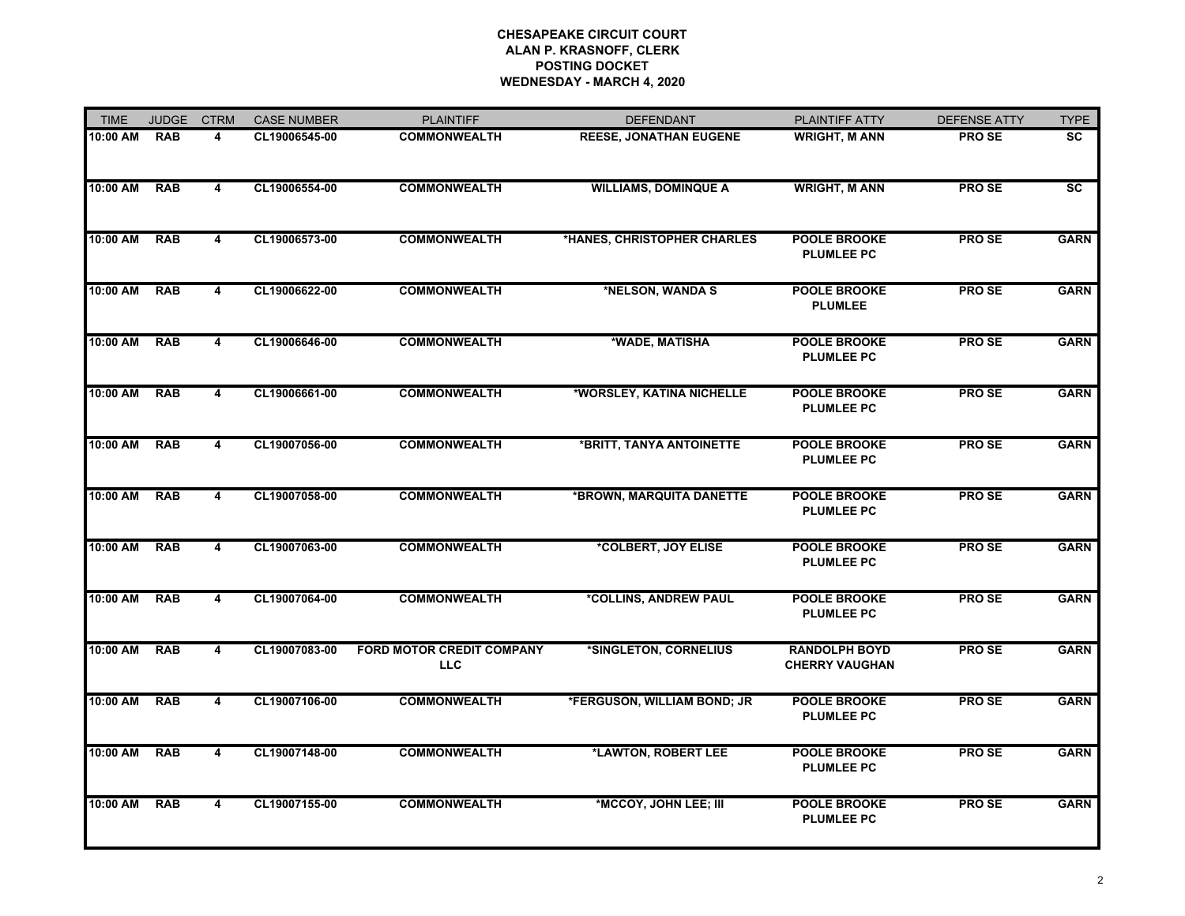**CHESAPEAKE CIRCUIT COURT**
**ALAN P. KRASNOFF, CLERK**
**POSTING DOCKET**
**WEDNESDAY - MARCH 4, 2020**

| TIME | JUDGE | CTRM | CASE NUMBER | PLAINTIFF | DEFENDANT | PLAINTIFF ATTY | DEFENSE ATTY | TYPE |
|---|---|---|---|---|---|---|---|---|
| 10:00 AM | RAB | 4 | CL19006545-00 | COMMONWEALTH | REESE, JONATHAN EUGENE | WRIGHT, M ANN | PRO SE | SC |
| 10:00 AM | RAB | 4 | CL19006554-00 | COMMONWEALTH | WILLIAMS, DOMINQUE A | WRIGHT, M ANN | PRO SE | SC |
| 10:00 AM | RAB | 4 | CL19006573-00 | COMMONWEALTH | *HANES, CHRISTOPHER CHARLES | POOLE BROOKE PLUMLEE PC | PRO SE | GARN |
| 10:00 AM | RAB | 4 | CL19006622-00 | COMMONWEALTH | *NELSON, WANDA S | POOLE BROOKE PLUMLEE | PRO SE | GARN |
| 10:00 AM | RAB | 4 | CL19006646-00 | COMMONWEALTH | *WADE, MATISHA | POOLE BROOKE PLUMLEE PC | PRO SE | GARN |
| 10:00 AM | RAB | 4 | CL19006661-00 | COMMONWEALTH | *WORSLEY, KATINA NICHELLE | POOLE BROOKE PLUMLEE PC | PRO SE | GARN |
| 10:00 AM | RAB | 4 | CL19007056-00 | COMMONWEALTH | *BRITT, TANYA ANTOINETTE | POOLE BROOKE PLUMLEE PC | PRO SE | GARN |
| 10:00 AM | RAB | 4 | CL19007058-00 | COMMONWEALTH | *BROWN, MARQUITA DANETTE | POOLE BROOKE PLUMLEE PC | PRO SE | GARN |
| 10:00 AM | RAB | 4 | CL19007063-00 | COMMONWEALTH | *COLBERT, JOY ELISE | POOLE BROOKE PLUMLEE PC | PRO SE | GARN |
| 10:00 AM | RAB | 4 | CL19007064-00 | COMMONWEALTH | *COLLINS, ANDREW PAUL | POOLE BROOKE PLUMLEE PC | PRO SE | GARN |
| 10:00 AM | RAB | 4 | CL19007083-00 | FORD MOTOR CREDIT COMPANY LLC | *SINGLETON, CORNELIUS | RANDOLPH BOYD CHERRY VAUGHAN | PRO SE | GARN |
| 10:00 AM | RAB | 4 | CL19007106-00 | COMMONWEALTH | *FERGUSON, WILLIAM BOND; JR | POOLE BROOKE PLUMLEE PC | PRO SE | GARN |
| 10:00 AM | RAB | 4 | CL19007148-00 | COMMONWEALTH | *LAWTON, ROBERT LEE | POOLE BROOKE PLUMLEE PC | PRO SE | GARN |
| 10:00 AM | RAB | 4 | CL19007155-00 | COMMONWEALTH | *MCCOY, JOHN LEE; III | POOLE BROOKE PLUMLEE PC | PRO SE | GARN |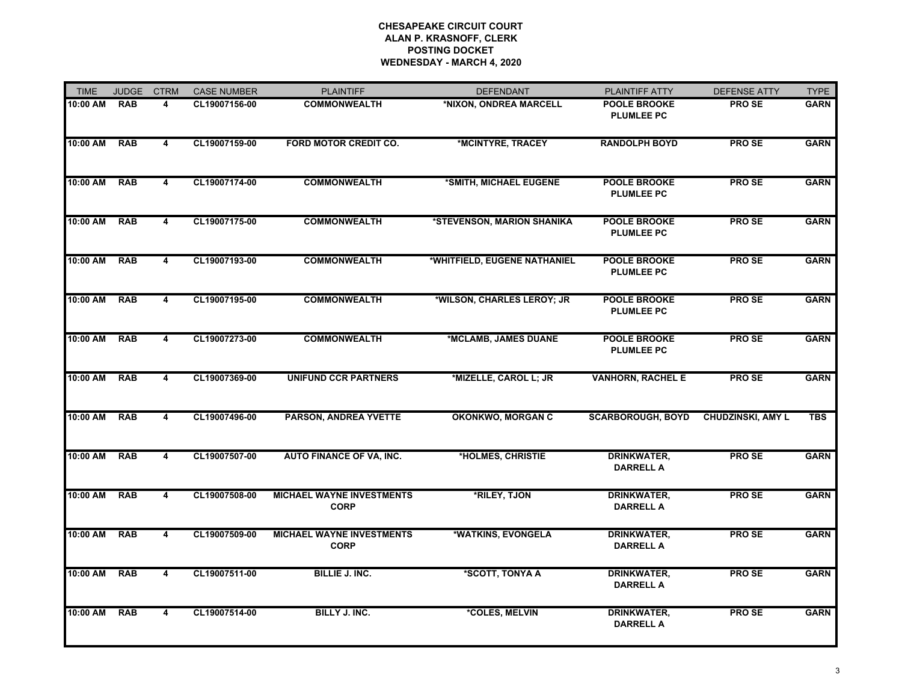**CHESAPEAKE CIRCUIT COURT**
**ALAN P. KRASNOFF, CLERK**
**POSTING DOCKET**
**WEDNESDAY - MARCH 4, 2020**

| TIME | JUDGE | CTRM | CASE NUMBER | PLAINTIFF | DEFENDANT | PLAINTIFF ATTY | DEFENSE ATTY | TYPE |
|---|---|---|---|---|---|---|---|---|
| 10:00 AM | RAB | 4 | CL19007156-00 | COMMONWEALTH | *NIXON, ONDREA MARCELL | POOLE BROOKE PLUMLEE PC | PRO SE | GARN |
| 10:00 AM | RAB | 4 | CL19007159-00 | FORD MOTOR CREDIT CO. | *MCINTYRE, TRACEY | RANDOLPH BOYD | PRO SE | GARN |
| 10:00 AM | RAB | 4 | CL19007174-00 | COMMONWEALTH | *SMITH, MICHAEL EUGENE | POOLE BROOKE PLUMLEE PC | PRO SE | GARN |
| 10:00 AM | RAB | 4 | CL19007175-00 | COMMONWEALTH | *STEVENSON, MARION SHANIKA | POOLE BROOKE PLUMLEE PC | PRO SE | GARN |
| 10:00 AM | RAB | 4 | CL19007193-00 | COMMONWEALTH | *WHITFIELD, EUGENE NATHANIEL | POOLE BROOKE PLUMLEE PC | PRO SE | GARN |
| 10:00 AM | RAB | 4 | CL19007195-00 | COMMONWEALTH | *WILSON, CHARLES LEROY; JR | POOLE BROOKE PLUMLEE PC | PRO SE | GARN |
| 10:00 AM | RAB | 4 | CL19007273-00 | COMMONWEALTH | *MCLAMB, JAMES DUANE | POOLE BROOKE PLUMLEE PC | PRO SE | GARN |
| 10:00 AM | RAB | 4 | CL19007369-00 | UNIFUND CCR PARTNERS | *MIZELLE, CAROL L; JR | VANHORN, RACHEL E | PRO SE | GARN |
| 10:00 AM | RAB | 4 | CL19007496-00 | PARSON, ANDREA YVETTE | OKONKWO, MORGAN C | SCARBOROUGH, BOYD | CHUDZINSKI, AMY L | TBS |
| 10:00 AM | RAB | 4 | CL19007507-00 | AUTO FINANCE OF VA, INC. | *HOLMES, CHRISTIE | DRINKWATER, DARRELL A | PRO SE | GARN |
| 10:00 AM | RAB | 4 | CL19007508-00 | MICHAEL WAYNE INVESTMENTS CORP | *RILEY, TJON | DRINKWATER, DARRELL A | PRO SE | GARN |
| 10:00 AM | RAB | 4 | CL19007509-00 | MICHAEL WAYNE INVESTMENTS CORP | *WATKINS, EVONGELA | DRINKWATER, DARRELL A | PRO SE | GARN |
| 10:00 AM | RAB | 4 | CL19007511-00 | BILLIE J. INC. | *SCOTT, TONYA A | DRINKWATER, DARRELL A | PRO SE | GARN |
| 10:00 AM | RAB | 4 | CL19007514-00 | BILLY J. INC. | *COLES, MELVIN | DRINKWATER, DARRELL A | PRO SE | GARN |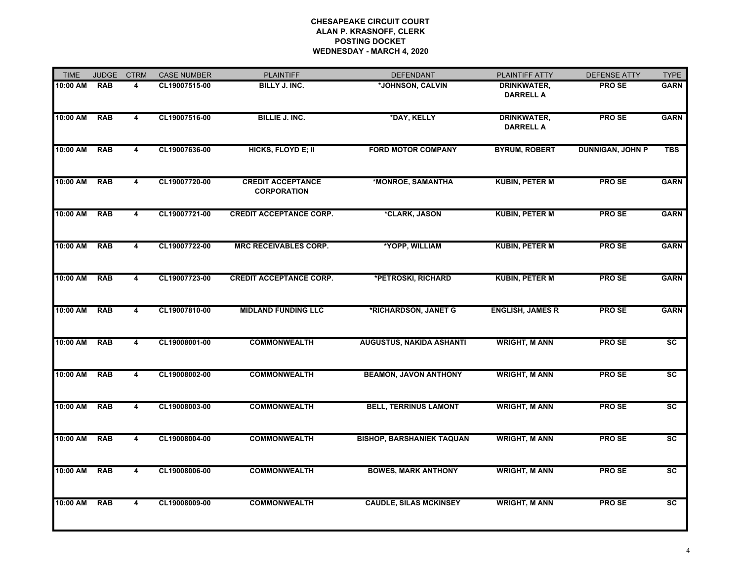**CHESAPEAKE CIRCUIT COURT**
**ALAN P. KRASNOFF, CLERK**
**POSTING DOCKET**
**WEDNESDAY - MARCH 4, 2020**

| TIME | JUDGE | CTRM | CASE NUMBER | PLAINTIFF | DEFENDANT | PLAINTIFF ATTY | DEFENSE ATTY | TYPE |
|---|---|---|---|---|---|---|---|---|
| 10:00 AM | RAB | 4 | CL19007515-00 | BILLY J. INC. | *JOHNSON, CALVIN | DRINKWATER, DARRELL A | PRO SE | GARN |
| 10:00 AM | RAB | 4 | CL19007516-00 | BILLIE J. INC. | *DAY, KELLY | DRINKWATER, DARRELL A | PRO SE | GARN |
| 10:00 AM | RAB | 4 | CL19007636-00 | HICKS, FLOYD E; II | FORD MOTOR COMPANY | BYRUM, ROBERT | DUNNIGAN, JOHN P | TBS |
| 10:00 AM | RAB | 4 | CL19007720-00 | CREDIT ACCEPTANCE CORPORATION | *MONROE, SAMANTHA | KUBIN, PETER M | PRO SE | GARN |
| 10:00 AM | RAB | 4 | CL19007721-00 | CREDIT ACCEPTANCE CORP. | *CLARK, JASON | KUBIN, PETER M | PRO SE | GARN |
| 10:00 AM | RAB | 4 | CL19007722-00 | MRC RECEIVABLES CORP. | *YOPP, WILLIAM | KUBIN, PETER M | PRO SE | GARN |
| 10:00 AM | RAB | 4 | CL19007723-00 | CREDIT ACCEPTANCE CORP. | *PETROSKI, RICHARD | KUBIN, PETER M | PRO SE | GARN |
| 10:00 AM | RAB | 4 | CL19007810-00 | MIDLAND FUNDING LLC | *RICHARDSON, JANET G | ENGLISH, JAMES R | PRO SE | GARN |
| 10:00 AM | RAB | 4 | CL19008001-00 | COMMONWEALTH | AUGUSTUS, NAKIDA ASHANTI | WRIGHT, M ANN | PRO SE | SC |
| 10:00 AM | RAB | 4 | CL19008002-00 | COMMONWEALTH | BEAMON, JAVON ANTHONY | WRIGHT, M ANN | PRO SE | SC |
| 10:00 AM | RAB | 4 | CL19008003-00 | COMMONWEALTH | BELL, TERRINUS LAMONT | WRIGHT, M ANN | PRO SE | SC |
| 10:00 AM | RAB | 4 | CL19008004-00 | COMMONWEALTH | BISHOP, BARSHANIEK TAQUAN | WRIGHT, M ANN | PRO SE | SC |
| 10:00 AM | RAB | 4 | CL19008006-00 | COMMONWEALTH | BOWES, MARK ANTHONY | WRIGHT, M ANN | PRO SE | SC |
| 10:00 AM | RAB | 4 | CL19008009-00 | COMMONWEALTH | CAUDLE, SILAS MCKINSEY | WRIGHT, M ANN | PRO SE | SC |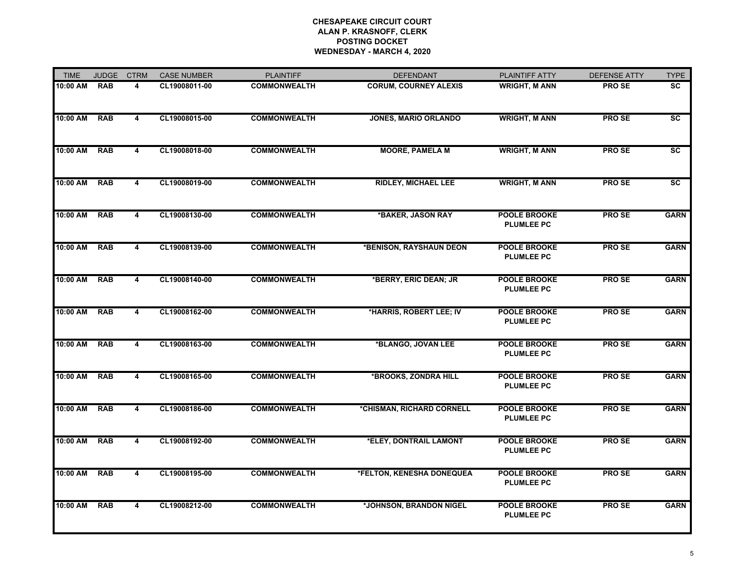**CHESAPEAKE CIRCUIT COURT**
**ALAN P. KRASNOFF, CLERK**
**POSTING DOCKET**
**WEDNESDAY - MARCH 4, 2020**

| TIME | JUDGE | CTRM | CASE NUMBER | PLAINTIFF | DEFENDANT | PLAINTIFF ATTY | DEFENSE ATTY | TYPE |
|---|---|---|---|---|---|---|---|---|
| 10:00 AM | RAB | 4 | CL19008011-00 | COMMONWEALTH | CORUM, COURNEY ALEXIS | WRIGHT, M ANN | PRO SE | SC |
| 10:00 AM | RAB | 4 | CL19008015-00 | COMMONWEALTH | JONES, MARIO ORLANDO | WRIGHT, M ANN | PRO SE | SC |
| 10:00 AM | RAB | 4 | CL19008018-00 | COMMONWEALTH | MOORE, PAMELA M | WRIGHT, M ANN | PRO SE | SC |
| 10:00 AM | RAB | 4 | CL19008019-00 | COMMONWEALTH | RIDLEY, MICHAEL LEE | WRIGHT, M ANN | PRO SE | SC |
| 10:00 AM | RAB | 4 | CL19008130-00 | COMMONWEALTH | *BAKER, JASON RAY | POOLE BROOKE PLUMLEE PC | PRO SE | GARN |
| 10:00 AM | RAB | 4 | CL19008139-00 | COMMONWEALTH | *BENISON, RAYSHAUN DEON | POOLE BROOKE PLUMLEE PC | PRO SE | GARN |
| 10:00 AM | RAB | 4 | CL19008140-00 | COMMONWEALTH | *BERRY, ERIC DEAN; JR | POOLE BROOKE PLUMLEE PC | PRO SE | GARN |
| 10:00 AM | RAB | 4 | CL19008162-00 | COMMONWEALTH | *HARRIS, ROBERT LEE; IV | POOLE BROOKE PLUMLEE PC | PRO SE | GARN |
| 10:00 AM | RAB | 4 | CL19008163-00 | COMMONWEALTH | *BLANGO, JOVAN LEE | POOLE BROOKE PLUMLEE PC | PRO SE | GARN |
| 10:00 AM | RAB | 4 | CL19008165-00 | COMMONWEALTH | *BROOKS, ZONDRA HILL | POOLE BROOKE PLUMLEE PC | PRO SE | GARN |
| 10:00 AM | RAB | 4 | CL19008186-00 | COMMONWEALTH | *CHISMAN, RICHARD CORNELL | POOLE BROOKE PLUMLEE PC | PRO SE | GARN |
| 10:00 AM | RAB | 4 | CL19008192-00 | COMMONWEALTH | *ELEY, DONTRAIL LAMONT | POOLE BROOKE PLUMLEE PC | PRO SE | GARN |
| 10:00 AM | RAB | 4 | CL19008195-00 | COMMONWEALTH | *FELTON, KENESHA DONEQUEA | POOLE BROOKE PLUMLEE PC | PRO SE | GARN |
| 10:00 AM | RAB | 4 | CL19008212-00 | COMMONWEALTH | *JOHNSON, BRANDON NIGEL | POOLE BROOKE PLUMLEE PC | PRO SE | GARN |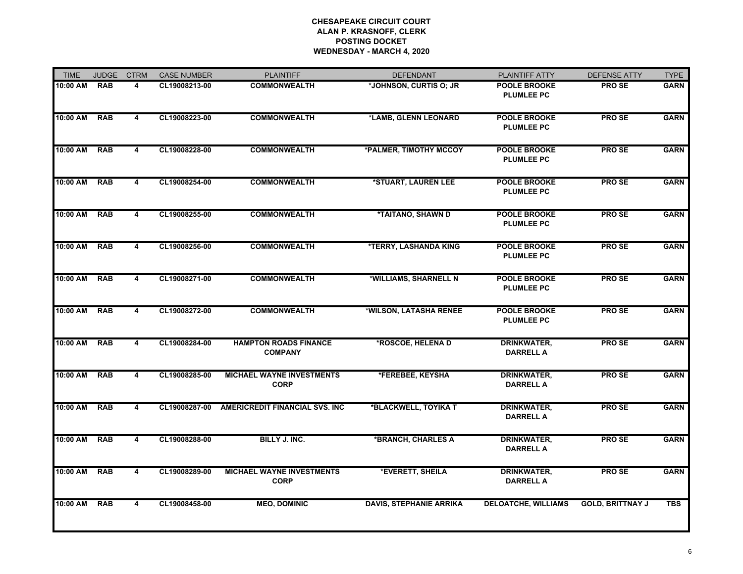**CHESAPEAKE CIRCUIT COURT**
**ALAN P. KRASNOFF, CLERK**
**POSTING DOCKET**
**WEDNESDAY - MARCH 4, 2020**

| TIME | JUDGE | CTRM | CASE NUMBER | PLAINTIFF | DEFENDANT | PLAINTIFF ATTY | DEFENSE ATTY | TYPE |
|---|---|---|---|---|---|---|---|---|
| 10:00 AM | RAB | 4 | CL19008213-00 | COMMONWEALTH | *JOHNSON, CURTIS O; JR | POOLE BROOKE PLUMLEE PC | PRO SE | GARN |
| 10:00 AM | RAB | 4 | CL19008223-00 | COMMONWEALTH | *LAMB, GLENN LEONARD | POOLE BROOKE PLUMLEE PC | PRO SE | GARN |
| 10:00 AM | RAB | 4 | CL19008228-00 | COMMONWEALTH | *PALMER, TIMOTHY MCCOY | POOLE BROOKE PLUMLEE PC | PRO SE | GARN |
| 10:00 AM | RAB | 4 | CL19008254-00 | COMMONWEALTH | *STUART, LAUREN LEE | POOLE BROOKE PLUMLEE PC | PRO SE | GARN |
| 10:00 AM | RAB | 4 | CL19008255-00 | COMMONWEALTH | *TAITANO, SHAWN D | POOLE BROOKE PLUMLEE PC | PRO SE | GARN |
| 10:00 AM | RAB | 4 | CL19008256-00 | COMMONWEALTH | *TERRY, LASHANDA KING | POOLE BROOKE PLUMLEE PC | PRO SE | GARN |
| 10:00 AM | RAB | 4 | CL19008271-00 | COMMONWEALTH | *WILLIAMS, SHARNELL N | POOLE BROOKE PLUMLEE PC | PRO SE | GARN |
| 10:00 AM | RAB | 4 | CL19008272-00 | COMMONWEALTH | *WILSON, LATASHA RENEE | POOLE BROOKE PLUMLEE PC | PRO SE | GARN |
| 10:00 AM | RAB | 4 | CL19008284-00 | HAMPTON ROADS FINANCE COMPANY | *ROSCOE, HELENA D | DRINKWATER, DARRELL A | PRO SE | GARN |
| 10:00 AM | RAB | 4 | CL19008285-00 | MICHAEL WAYNE INVESTMENTS CORP | *FEREBEE, KEYSHA | DRINKWATER, DARRELL A | PRO SE | GARN |
| 10:00 AM | RAB | 4 | CL19008287-00 | AMERICREDIT FINANCIAL SVS. INC | *BLACKWELL, TOYIKA T | DRINKWATER, DARRELL A | PRO SE | GARN |
| 10:00 AM | RAB | 4 | CL19008288-00 | BILLY J. INC. | *BRANCH, CHARLES A | DRINKWATER, DARRELL A | PRO SE | GARN |
| 10:00 AM | RAB | 4 | CL19008289-00 | MICHAEL WAYNE INVESTMENTS CORP | *EVERETT, SHEILA | DRINKWATER, DARRELL A | PRO SE | GARN |
| 10:00 AM | RAB | 4 | CL19008458-00 | MEO, DOMINIC | DAVIS, STEPHANIE ARRIKA | DELOATCHE, WILLIAMS | GOLD, BRITTNAY J | TBS |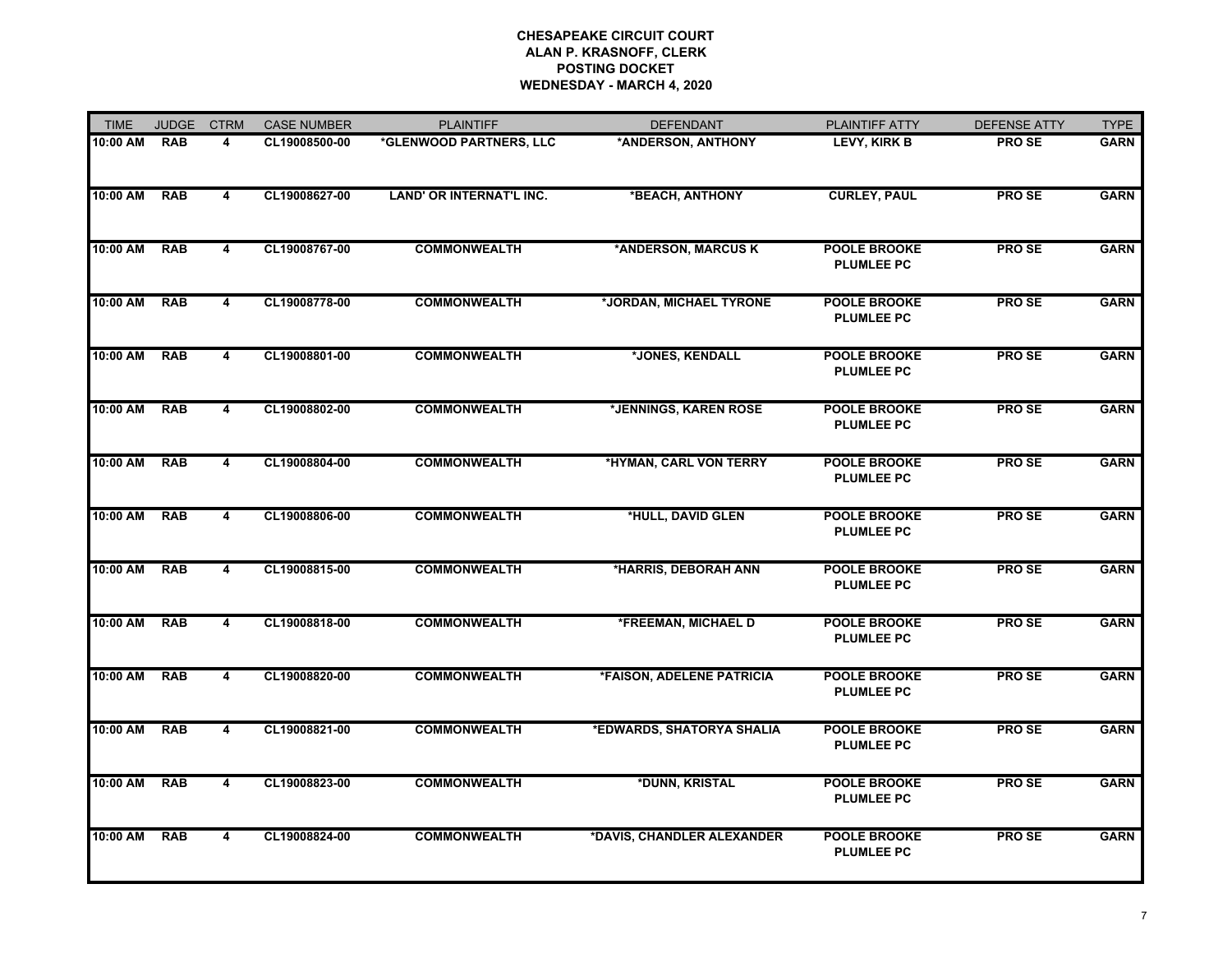**CHESAPEAKE CIRCUIT COURT**
**ALAN P. KRASNOFF, CLERK**
**POSTING DOCKET**
**WEDNESDAY - MARCH 4, 2020**

| TIME | JUDGE | CTRM | CASE NUMBER | PLAINTIFF | DEFENDANT | PLAINTIFF ATTY | DEFENSE ATTY | TYPE |
|---|---|---|---|---|---|---|---|---|
| 10:00 AM | RAB | 4 | CL19008500-00 | *GLENWOOD PARTNERS, LLC | *ANDERSON, ANTHONY | LEVY, KIRK B | PRO SE | GARN |
| 10:00 AM | RAB | 4 | CL19008627-00 | LAND' OR INTERNAT'L INC. | *BEACH, ANTHONY | CURLEY, PAUL | PRO SE | GARN |
| 10:00 AM | RAB | 4 | CL19008767-00 | COMMONWEALTH | *ANDERSON, MARCUS K | POOLE BROOKE PLUMLEE PC | PRO SE | GARN |
| 10:00 AM | RAB | 4 | CL19008778-00 | COMMONWEALTH | *JORDAN, MICHAEL TYRONE | POOLE BROOKE PLUMLEE PC | PRO SE | GARN |
| 10:00 AM | RAB | 4 | CL19008801-00 | COMMONWEALTH | *JONES, KENDALL | POOLE BROOKE PLUMLEE PC | PRO SE | GARN |
| 10:00 AM | RAB | 4 | CL19008802-00 | COMMONWEALTH | *JENNINGS, KAREN ROSE | POOLE BROOKE PLUMLEE PC | PRO SE | GARN |
| 10:00 AM | RAB | 4 | CL19008804-00 | COMMONWEALTH | *HYMAN, CARL VON TERRY | POOLE BROOKE PLUMLEE PC | PRO SE | GARN |
| 10:00 AM | RAB | 4 | CL19008806-00 | COMMONWEALTH | *HULL, DAVID GLEN | POOLE BROOKE PLUMLEE PC | PRO SE | GARN |
| 10:00 AM | RAB | 4 | CL19008815-00 | COMMONWEALTH | *HARRIS, DEBORAH ANN | POOLE BROOKE PLUMLEE PC | PRO SE | GARN |
| 10:00 AM | RAB | 4 | CL19008818-00 | COMMONWEALTH | *FREEMAN, MICHAEL D | POOLE BROOKE PLUMLEE PC | PRO SE | GARN |
| 10:00 AM | RAB | 4 | CL19008820-00 | COMMONWEALTH | *FAISON, ADELENE PATRICIA | POOLE BROOKE PLUMLEE PC | PRO SE | GARN |
| 10:00 AM | RAB | 4 | CL19008821-00 | COMMONWEALTH | *EDWARDS, SHATORYA SHALIA | POOLE BROOKE PLUMLEE PC | PRO SE | GARN |
| 10:00 AM | RAB | 4 | CL19008823-00 | COMMONWEALTH | *DUNN, KRISTAL | POOLE BROOKE PLUMLEE PC | PRO SE | GARN |
| 10:00 AM | RAB | 4 | CL19008824-00 | COMMONWEALTH | *DAVIS, CHANDLER ALEXANDER | POOLE BROOKE PLUMLEE PC | PRO SE | GARN |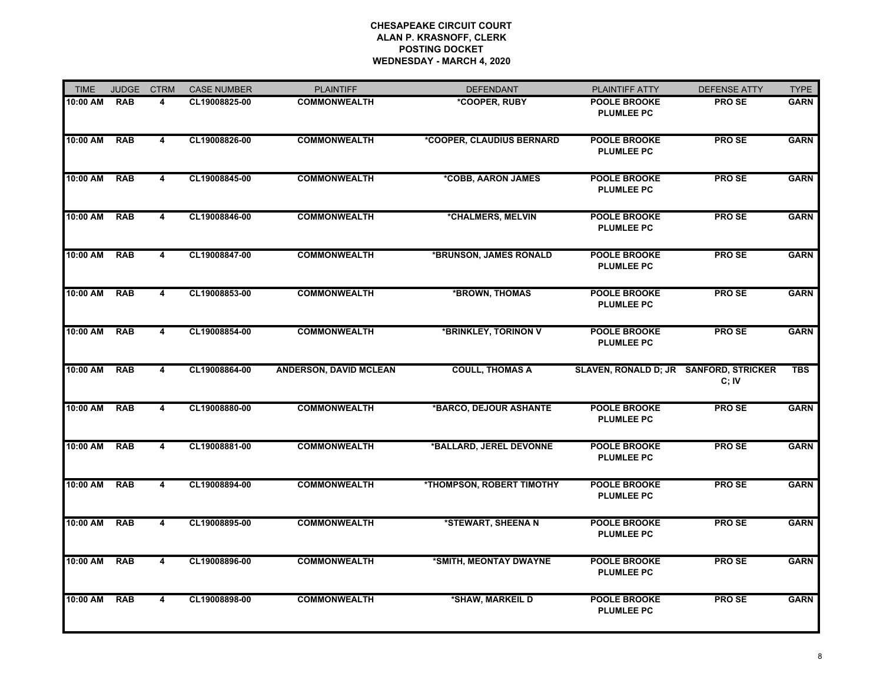**CHESAPEAKE CIRCUIT COURT**
**ALAN P. KRASNOFF, CLERK**
**POSTING DOCKET**
**WEDNESDAY - MARCH 4, 2020**

| TIME | JUDGE | CTRM | CASE NUMBER | PLAINTIFF | DEFENDANT | PLAINTIFF ATTY | DEFENSE ATTY | TYPE |
|---|---|---|---|---|---|---|---|---|
| 10:00 AM | RAB | 4 | CL19008825-00 | COMMONWEALTH | *COOPER, RUBY | POOLE BROOKE PLUMLEE PC | PRO SE | GARN |
| 10:00 AM | RAB | 4 | CL19008826-00 | COMMONWEALTH | *COOPER, CLAUDIUS BERNARD | POOLE BROOKE PLUMLEE PC | PRO SE | GARN |
| 10:00 AM | RAB | 4 | CL19008845-00 | COMMONWEALTH | *COBB, AARON JAMES | POOLE BROOKE PLUMLEE PC | PRO SE | GARN |
| 10:00 AM | RAB | 4 | CL19008846-00 | COMMONWEALTH | *CHALMERS, MELVIN | POOLE BROOKE PLUMLEE PC | PRO SE | GARN |
| 10:00 AM | RAB | 4 | CL19008847-00 | COMMONWEALTH | *BRUNSON, JAMES RONALD | POOLE BROOKE PLUMLEE PC | PRO SE | GARN |
| 10:00 AM | RAB | 4 | CL19008853-00 | COMMONWEALTH | *BROWN, THOMAS | POOLE BROOKE PLUMLEE PC | PRO SE | GARN |
| 10:00 AM | RAB | 4 | CL19008854-00 | COMMONWEALTH | *BRINKLEY, TORINON V | POOLE BROOKE PLUMLEE PC | PRO SE | GARN |
| 10:00 AM | RAB | 4 | CL19008864-00 | ANDERSON, DAVID MCLEAN | COULL, THOMAS A | SLAVEN, RONALD D; JR | SANFORD, STRICKER C; IV | TBS |
| 10:00 AM | RAB | 4 | CL19008880-00 | COMMONWEALTH | *BARCO, DEJOUR ASHANTE | POOLE BROOKE PLUMLEE PC | PRO SE | GARN |
| 10:00 AM | RAB | 4 | CL19008881-00 | COMMONWEALTH | *BALLARD, JEREL DEVONNE | POOLE BROOKE PLUMLEE PC | PRO SE | GARN |
| 10:00 AM | RAB | 4 | CL19008894-00 | COMMONWEALTH | *THOMPSON, ROBERT TIMOTHY | POOLE BROOKE PLUMLEE PC | PRO SE | GARN |
| 10:00 AM | RAB | 4 | CL19008895-00 | COMMONWEALTH | *STEWART, SHEENA N | POOLE BROOKE PLUMLEE PC | PRO SE | GARN |
| 10:00 AM | RAB | 4 | CL19008896-00 | COMMONWEALTH | *SMITH, MEONTAY DWAYNE | POOLE BROOKE PLUMLEE PC | PRO SE | GARN |
| 10:00 AM | RAB | 4 | CL19008898-00 | COMMONWEALTH | *SHAW, MARKEIL D | POOLE BROOKE PLUMLEE PC | PRO SE | GARN |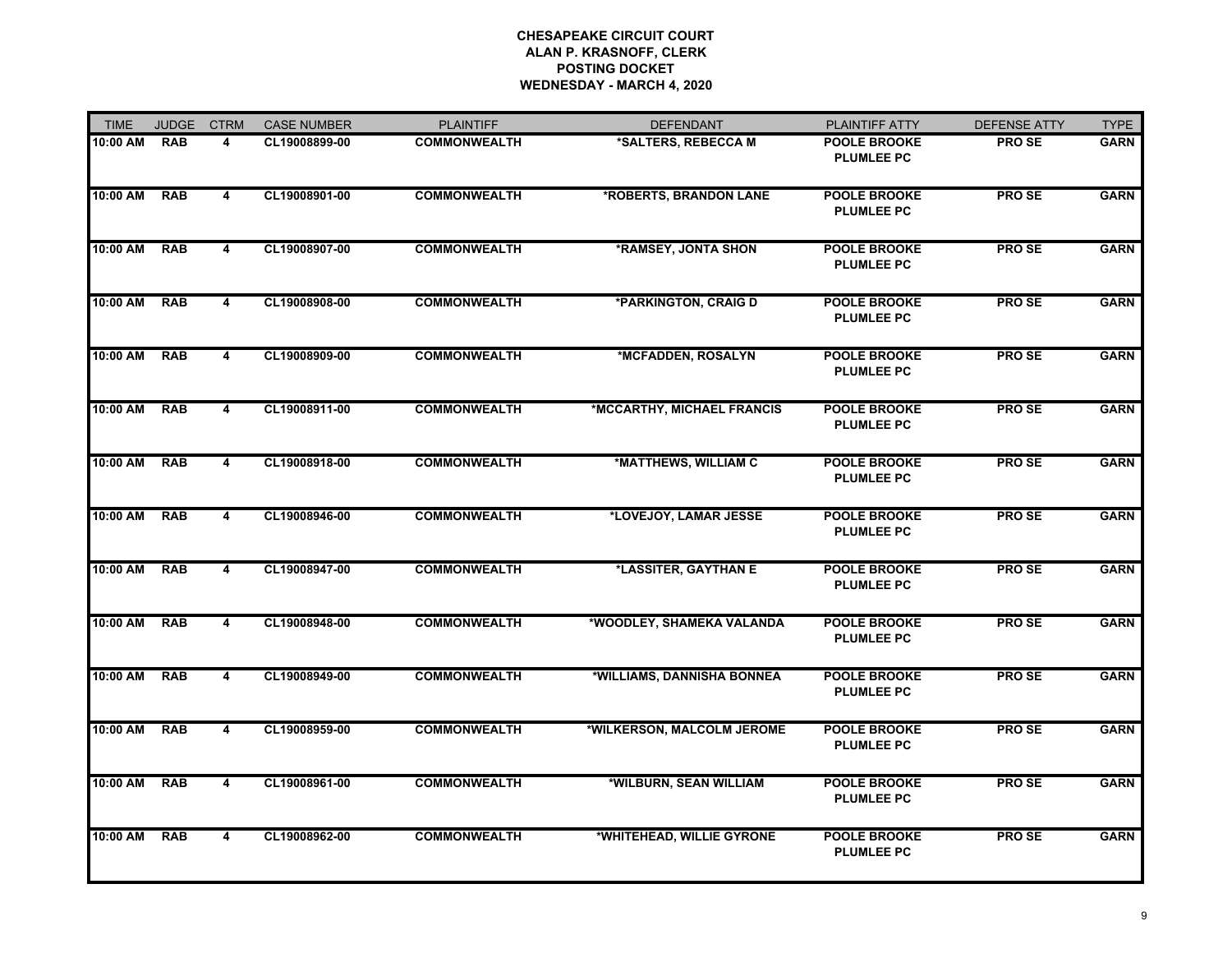**CHESAPEAKE CIRCUIT COURT**
**ALAN P. KRASNOFF, CLERK**
**POSTING DOCKET**
**WEDNESDAY - MARCH 4, 2020**

| TIME | JUDGE | CTRM | CASE NUMBER | PLAINTIFF | DEFENDANT | PLAINTIFF ATTY | DEFENSE ATTY | TYPE |
|---|---|---|---|---|---|---|---|---|
| 10:00 AM | RAB | 4 | CL19008899-00 | COMMONWEALTH | *SALTERS, REBECCA M | POOLE BROOKE PLUMLEE PC | PRO SE | GARN |
| 10:00 AM | RAB | 4 | CL19008901-00 | COMMONWEALTH | *ROBERTS, BRANDON LANE | POOLE BROOKE PLUMLEE PC | PRO SE | GARN |
| 10:00 AM | RAB | 4 | CL19008907-00 | COMMONWEALTH | *RAMSEY, JONTA SHON | POOLE BROOKE PLUMLEE PC | PRO SE | GARN |
| 10:00 AM | RAB | 4 | CL19008908-00 | COMMONWEALTH | *PARKINGTON, CRAIG D | POOLE BROOKE PLUMLEE PC | PRO SE | GARN |
| 10:00 AM | RAB | 4 | CL19008909-00 | COMMONWEALTH | *MCFADDEN, ROSALYN | POOLE BROOKE PLUMLEE PC | PRO SE | GARN |
| 10:00 AM | RAB | 4 | CL19008911-00 | COMMONWEALTH | *MCCARTHY, MICHAEL FRANCIS | POOLE BROOKE PLUMLEE PC | PRO SE | GARN |
| 10:00 AM | RAB | 4 | CL19008918-00 | COMMONWEALTH | *MATTHEWS, WILLIAM C | POOLE BROOKE PLUMLEE PC | PRO SE | GARN |
| 10:00 AM | RAB | 4 | CL19008946-00 | COMMONWEALTH | *LOVEJOY, LAMAR JESSE | POOLE BROOKE PLUMLEE PC | PRO SE | GARN |
| 10:00 AM | RAB | 4 | CL19008947-00 | COMMONWEALTH | *LASSITER, GAYTHAN E | POOLE BROOKE PLUMLEE PC | PRO SE | GARN |
| 10:00 AM | RAB | 4 | CL19008948-00 | COMMONWEALTH | *WOODLEY, SHAMEKA VALANDA | POOLE BROOKE PLUMLEE PC | PRO SE | GARN |
| 10:00 AM | RAB | 4 | CL19008949-00 | COMMONWEALTH | *WILLIAMS, DANNISHA BONNEA | POOLE BROOKE PLUMLEE PC | PRO SE | GARN |
| 10:00 AM | RAB | 4 | CL19008959-00 | COMMONWEALTH | *WILKERSON, MALCOLM JEROME | POOLE BROOKE PLUMLEE PC | PRO SE | GARN |
| 10:00 AM | RAB | 4 | CL19008961-00 | COMMONWEALTH | *WILBURN, SEAN WILLIAM | POOLE BROOKE PLUMLEE PC | PRO SE | GARN |
| 10:00 AM | RAB | 4 | CL19008962-00 | COMMONWEALTH | *WHITEHEAD, WILLIE GYRONE | POOLE BROOKE PLUMLEE PC | PRO SE | GARN |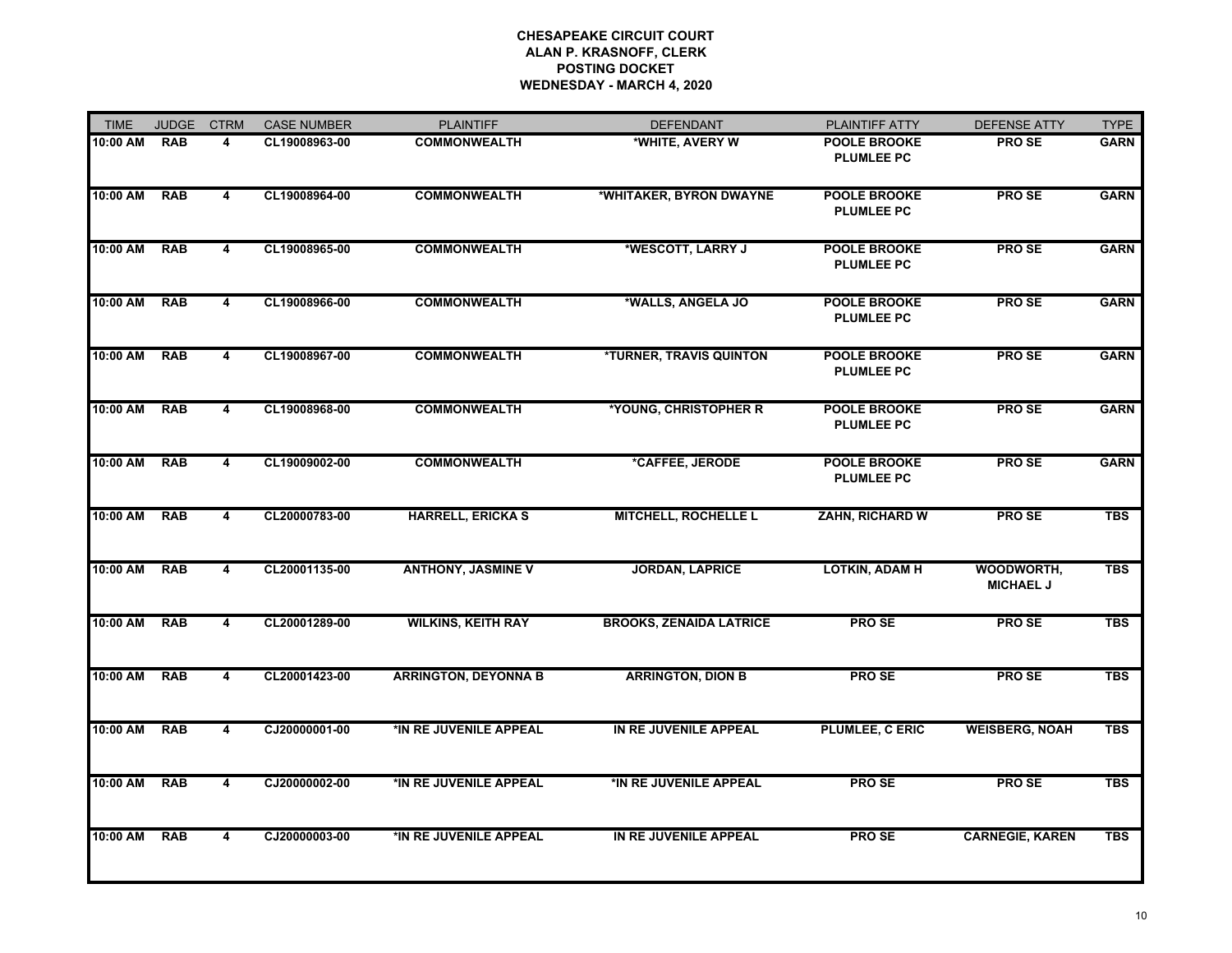**CHESAPEAKE CIRCUIT COURT**
**ALAN P. KRASNOFF, CLERK**
**POSTING DOCKET**
**WEDNESDAY - MARCH 4, 2020**

| TIME | JUDGE | CTRM | CASE NUMBER | PLAINTIFF | DEFENDANT | PLAINTIFF ATTY | DEFENSE ATTY | TYPE |
|---|---|---|---|---|---|---|---|---|
| 10:00 AM | RAB | 4 | CL19008963-00 | COMMONWEALTH | *WHITE, AVERY W | POOLE BROOKE PLUMLEE PC | PRO SE | GARN |
| 10:00 AM | RAB | 4 | CL19008964-00 | COMMONWEALTH | *WHITAKER, BYRON DWAYNE | POOLE BROOKE PLUMLEE PC | PRO SE | GARN |
| 10:00 AM | RAB | 4 | CL19008965-00 | COMMONWEALTH | *WESCOTT, LARRY J | POOLE BROOKE PLUMLEE PC | PRO SE | GARN |
| 10:00 AM | RAB | 4 | CL19008966-00 | COMMONWEALTH | *WALLS, ANGELA JO | POOLE BROOKE PLUMLEE PC | PRO SE | GARN |
| 10:00 AM | RAB | 4 | CL19008967-00 | COMMONWEALTH | *TURNER, TRAVIS QUINTON | POOLE BROOKE PLUMLEE PC | PRO SE | GARN |
| 10:00 AM | RAB | 4 | CL19008968-00 | COMMONWEALTH | *YOUNG, CHRISTOPHER R | POOLE BROOKE PLUMLEE PC | PRO SE | GARN |
| 10:00 AM | RAB | 4 | CL19009002-00 | COMMONWEALTH | *CAFFEE, JERODE | POOLE BROOKE PLUMLEE PC | PRO SE | GARN |
| 10:00 AM | RAB | 4 | CL20000783-00 | HARRELL, ERICKA S | MITCHELL, ROCHELLE L | ZAHN, RICHARD W | PRO SE | TBS |
| 10:00 AM | RAB | 4 | CL20001135-00 | ANTHONY, JASMINE V | JORDAN, LAPRICE | LOTKIN, ADAM H | WOODWORTH, MICHAEL J | TBS |
| 10:00 AM | RAB | 4 | CL20001289-00 | WILKINS, KEITH RAY | BROOKS, ZENAIDA LATRICE | PRO SE | PRO SE | TBS |
| 10:00 AM | RAB | 4 | CL20001423-00 | ARRINGTON, DEYONNA B | ARRINGTON, DION B | PRO SE | PRO SE | TBS |
| 10:00 AM | RAB | 4 | CJ20000001-00 | *IN RE JUVENILE APPEAL | IN RE JUVENILE APPEAL | PLUMLEE, C ERIC | WEISBERG, NOAH | TBS |
| 10:00 AM | RAB | 4 | CJ20000002-00 | *IN RE JUVENILE APPEAL | *IN RE JUVENILE APPEAL | PRO SE | PRO SE | TBS |
| 10:00 AM | RAB | 4 | CJ20000003-00 | *IN RE JUVENILE APPEAL | IN RE JUVENILE APPEAL | PRO SE | CARNEGIE, KAREN | TBS |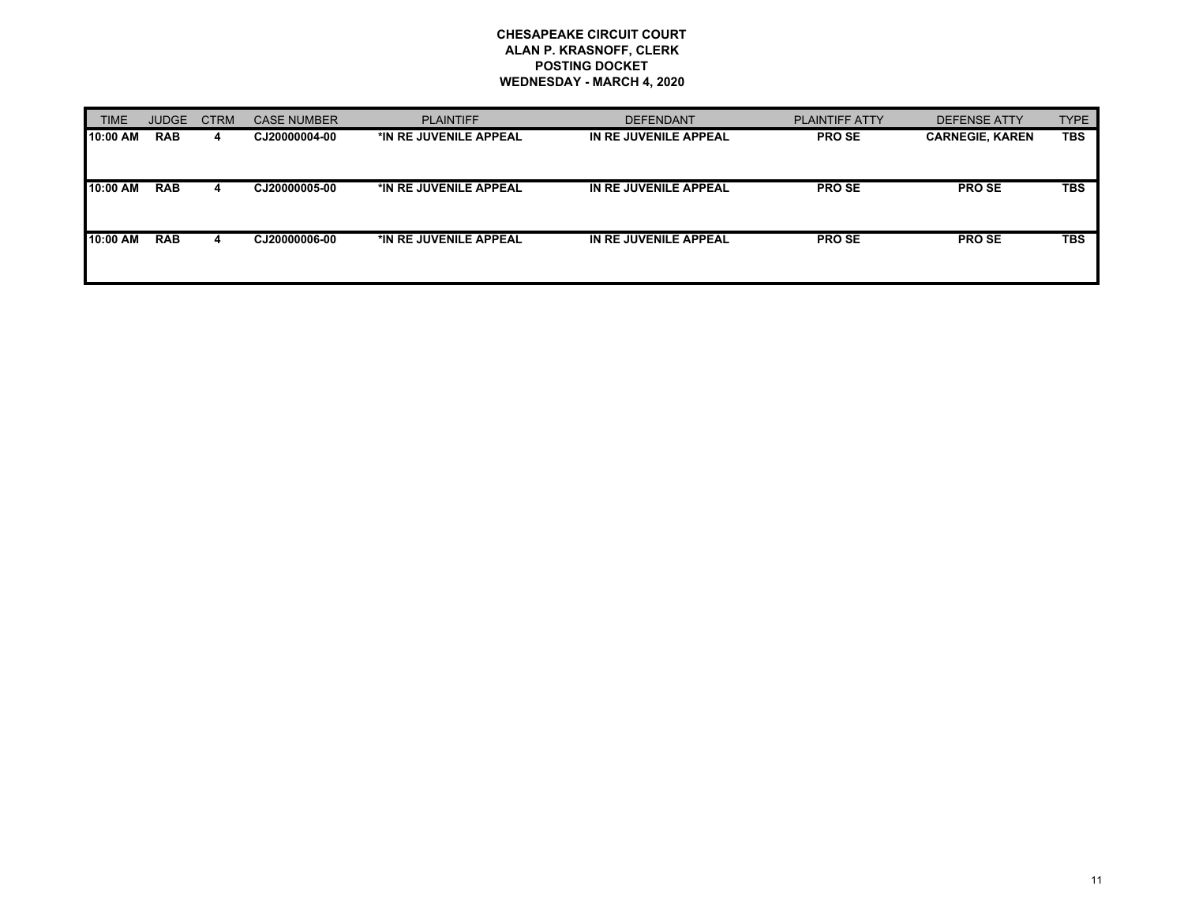**CHESAPEAKE CIRCUIT COURT**
**ALAN P. KRASNOFF, CLERK**
**POSTING DOCKET**
**WEDNESDAY - MARCH 4, 2020**

| TIME | JUDGE | CTRM | CASE NUMBER | PLAINTIFF | DEFENDANT | PLAINTIFF ATTY | DEFENSE ATTY | TYPE |
|---|---|---|---|---|---|---|---|---|
| 10:00 AM | RAB | 4 | CJ20000004-00 | *IN RE JUVENILE APPEAL | IN RE JUVENILE APPEAL | PRO SE | CARNEGIE, KAREN | TBS |
| 10:00 AM | RAB | 4 | CJ20000005-00 | *IN RE JUVENILE APPEAL | IN RE JUVENILE APPEAL | PRO SE | PRO SE | TBS |
| 10:00 AM | RAB | 4 | CJ20000006-00 | *IN RE JUVENILE APPEAL | IN RE JUVENILE APPEAL | PRO SE | PRO SE | TBS |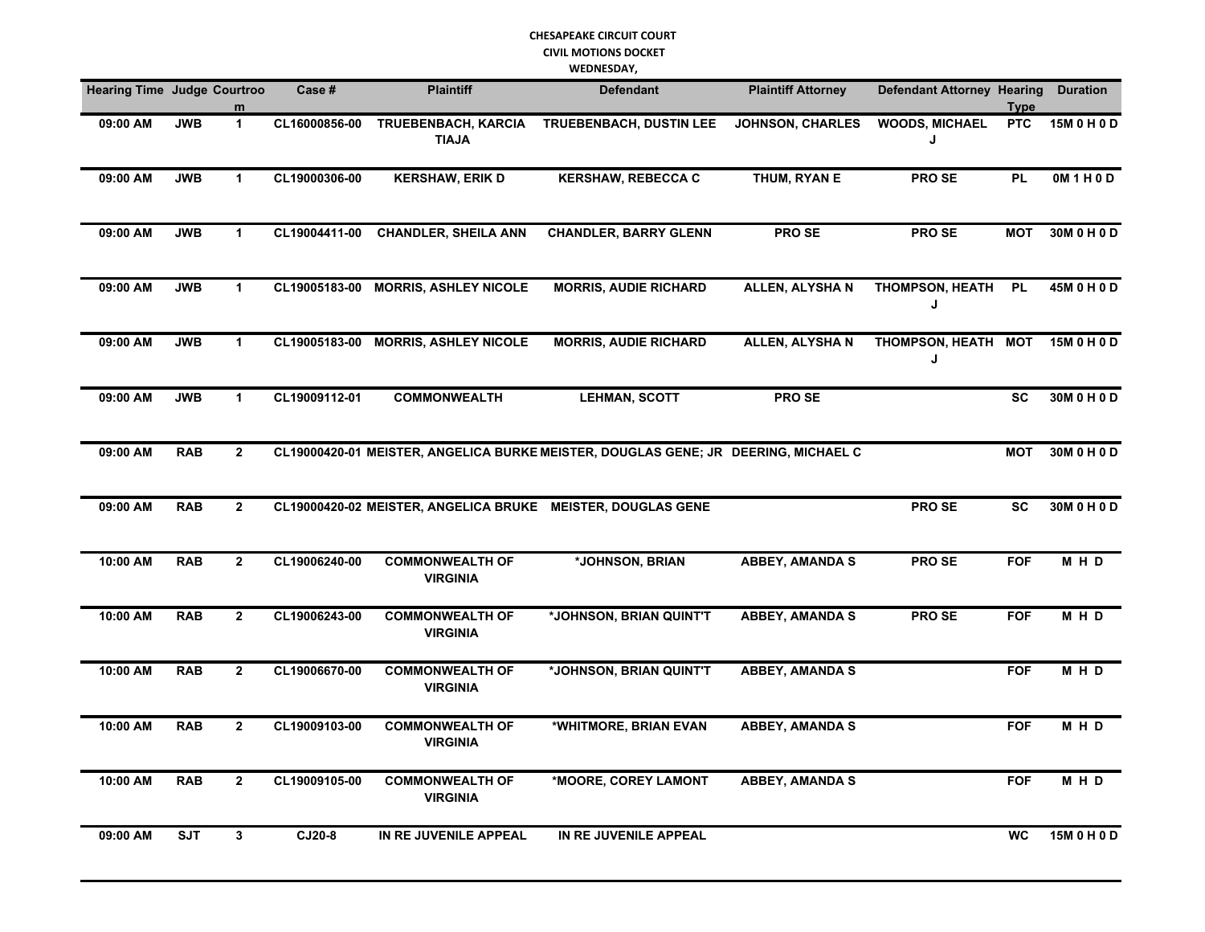**CHESAPEAKE CIRCUIT COURT**
**CIVIL MOTIONS DOCKET**
**WEDNESDAY,**

| Hearing Time | Judge | Courtroom | Case # | Plaintiff | Defendant | Plaintiff Attorney | Defendant Attorney | Hearing Type | Duration |
|---|---|---|---|---|---|---|---|---|---|
| 09:00 AM | JWB | 1 | CL16000856-00 | TRUEBENBACH, KARCIA TIAJA | TRUEBENBACH, DUSTIN LEE | JOHNSON, CHARLES | WOODS, MICHAEL J | PTC | 15M 0 H 0 D |
| 09:00 AM | JWB | 1 | CL19000306-00 | KERSHAW, ERIK D | KERSHAW, REBECCA C | THUM, RYAN E | PRO SE | PL | 0M 1 H 0 D |
| 09:00 AM | JWB | 1 | CL19004411-00 | CHANDLER, SHEILA ANN | CHANDLER, BARRY GLENN | PRO SE | PRO SE | MOT | 30M 0 H 0 D |
| 09:00 AM | JWB | 1 | CL19005183-00 | MORRIS, ASHLEY NICOLE | MORRIS, AUDIE RICHARD | ALLEN, ALYSHA N | THOMPSON, HEATH J | PL | 45M 0 H 0 D |
| 09:00 AM | JWB | 1 | CL19005183-00 | MORRIS, ASHLEY NICOLE | MORRIS, AUDIE RICHARD | ALLEN, ALYSHA N | THOMPSON, HEATH J | MOT | 15M 0 H 0 D |
| 09:00 AM | JWB | 1 | CL19009112-01 | COMMONWEALTH | LEHMAN, SCOTT | PRO SE | | SC | 30M 0 H 0 D |
| 09:00 AM | RAB | 2 | CL19000420-01 | MEISTER, ANGELICA BURKE | MEISTER, DOUGLAS GENE; JR | DEERING, MICHAEL C | | MOT | 30M 0 H 0 D |
| 09:00 AM | RAB | 2 | CL19000420-02 | MEISTER, ANGELICA BRUKE | MEISTER, DOUGLAS GENE | | PRO SE | SC | 30M 0 H 0 D |
| 10:00 AM | RAB | 2 | CL19006240-00 | COMMONWEALTH OF VIRGINIA | *JOHNSON, BRIAN | ABBEY, AMANDA S | PRO SE | FOF | M H D |
| 10:00 AM | RAB | 2 | CL19006243-00 | COMMONWEALTH OF VIRGINIA | *JOHNSON, BRIAN QUINT'T | ABBEY, AMANDA S | PRO SE | FOF | M H D |
| 10:00 AM | RAB | 2 | CL19006670-00 | COMMONWEALTH OF VIRGINIA | *JOHNSON, BRIAN QUINT'T | ABBEY, AMANDA S | | FOF | M H D |
| 10:00 AM | RAB | 2 | CL19009103-00 | COMMONWEALTH OF VIRGINIA | *WHITMORE, BRIAN EVAN | ABBEY, AMANDA S | | FOF | M H D |
| 10:00 AM | RAB | 2 | CL19009105-00 | COMMONWEALTH OF VIRGINIA | *MOORE, COREY LAMONT | ABBEY, AMANDA S | | FOF | M H D |
| 09:00 AM | SJT | 3 | CJ20-8 | IN RE JUVENILE APPEAL | IN RE JUVENILE APPEAL | | | WC | 15M 0 H 0 D |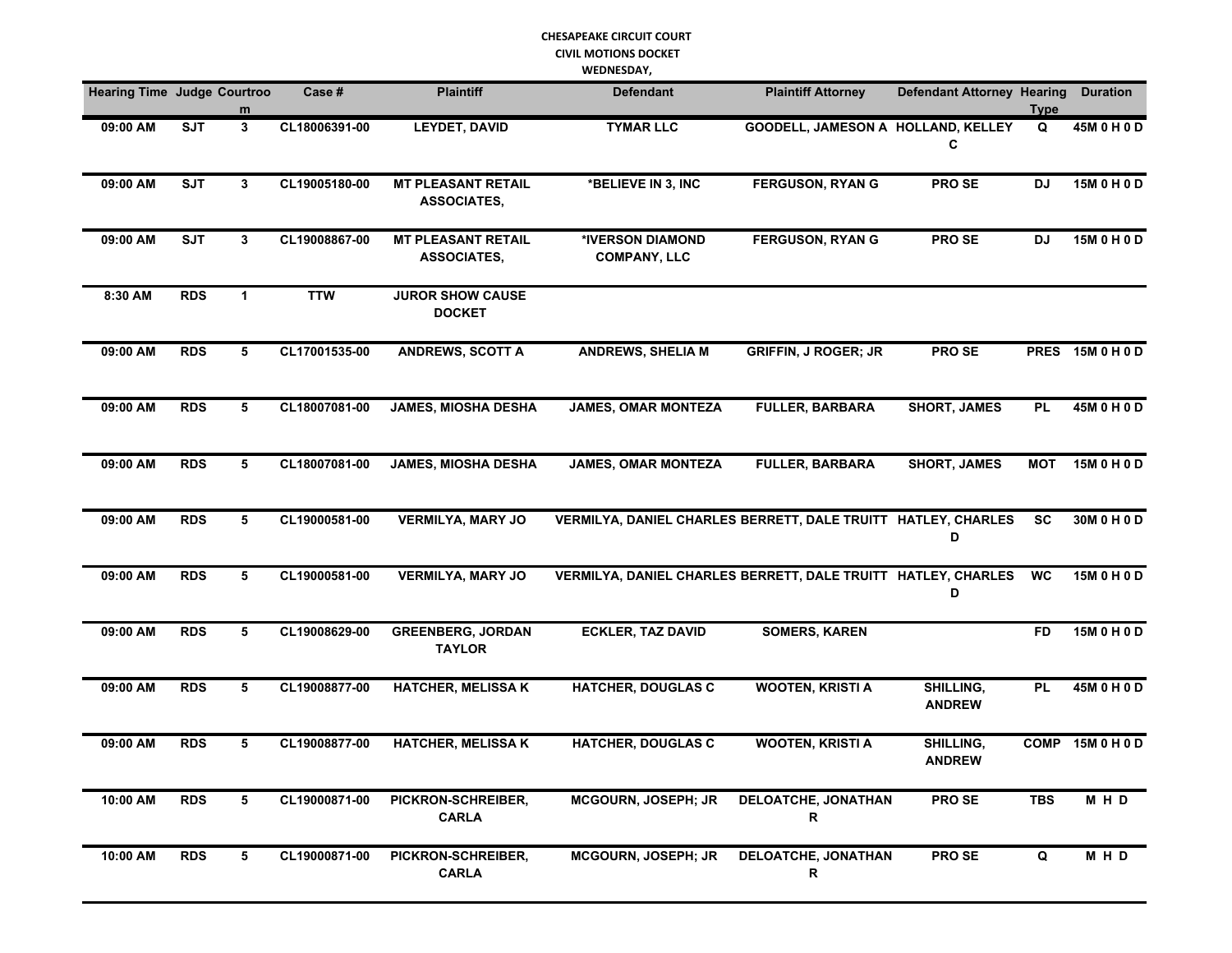**CHESAPEAKE CIRCUIT COURT**
**CIVIL MOTIONS DOCKET**
**WEDNESDAY,**

| Hearing Time | Judge | Courtroom | Case # | Plaintiff | Defendant | Plaintiff Attorney | Defendant Attorney | Hearing Type | Duration |
|---|---|---|---|---|---|---|---|---|---|
| 09:00 AM | SJT | 3 | CL18006391-00 | LEYDET, DAVID | TYMAR LLC | GOODELL, JAMESON A | HOLLAND, KELLEY C | Q | 45M 0 H 0 D |
| 09:00 AM | SJT | 3 | CL19005180-00 | MT PLEASANT RETAIL ASSOCIATES, | *BELIEVE IN 3, INC | FERGUSON, RYAN G | PRO SE | DJ | 15M 0 H 0 D |
| 09:00 AM | SJT | 3 | CL19008867-00 | MT PLEASANT RETAIL ASSOCIATES, | *IVERSON DIAMOND COMPANY, LLC | FERGUSON, RYAN G | PRO SE | DJ | 15M 0 H 0 D |
| 8:30 AM | RDS | 1 | TTW | JUROR SHOW CAUSE DOCKET | | | | | |
| 09:00 AM | RDS | 5 | CL17001535-00 | ANDREWS, SCOTT A | ANDREWS, SHELIA M | GRIFFIN, J ROGER; JR | PRO SE | PRES | 15M 0 H 0 D |
| 09:00 AM | RDS | 5 | CL18007081-00 | JAMES, MIOSHA DESHA | JAMES, OMAR MONTEZA | FULLER, BARBARA | SHORT, JAMES | PL | 45M 0 H 0 D |
| 09:00 AM | RDS | 5 | CL18007081-00 | JAMES, MIOSHA DESHA | JAMES, OMAR MONTEZA | FULLER, BARBARA | SHORT, JAMES | MOT | 15M 0 H 0 D |
| 09:00 AM | RDS | 5 | CL19000581-00 | VERMILYA, MARY JO | VERMILYA, DANIEL CHARLES | BERRETT, DALE TRUITT | HATLEY, CHARLES D | SC | 30M 0 H 0 D |
| 09:00 AM | RDS | 5 | CL19000581-00 | VERMILYA, MARY JO | VERMILYA, DANIEL CHARLES | BERRETT, DALE TRUITT | HATLEY, CHARLES D | WC | 15M 0 H 0 D |
| 09:00 AM | RDS | 5 | CL19008629-00 | GREENBERG, JORDAN TAYLOR | ECKLER, TAZ DAVID | SOMERS, KAREN | | FD | 15M 0 H 0 D |
| 09:00 AM | RDS | 5 | CL19008877-00 | HATCHER, MELISSA K | HATCHER, DOUGLAS C | WOOTEN, KRISTI A | SHILLING, ANDREW | PL | 45M 0 H 0 D |
| 09:00 AM | RDS | 5 | CL19008877-00 | HATCHER, MELISSA K | HATCHER, DOUGLAS C | WOOTEN, KRISTI A | SHILLING, ANDREW | COMP | 15M 0 H 0 D |
| 10:00 AM | RDS | 5 | CL19000871-00 | PICKRON-SCHREIBER, CARLA | MCGOURN, JOSEPH; JR | DELOATCHE, JONATHAN R | PRO SE | TBS | M H D |
| 10:00 AM | RDS | 5 | CL19000871-00 | PICKRON-SCHREIBER, CARLA | MCGOURN, JOSEPH; JR | DELOATCHE, JONATHAN R | PRO SE | Q | M H D |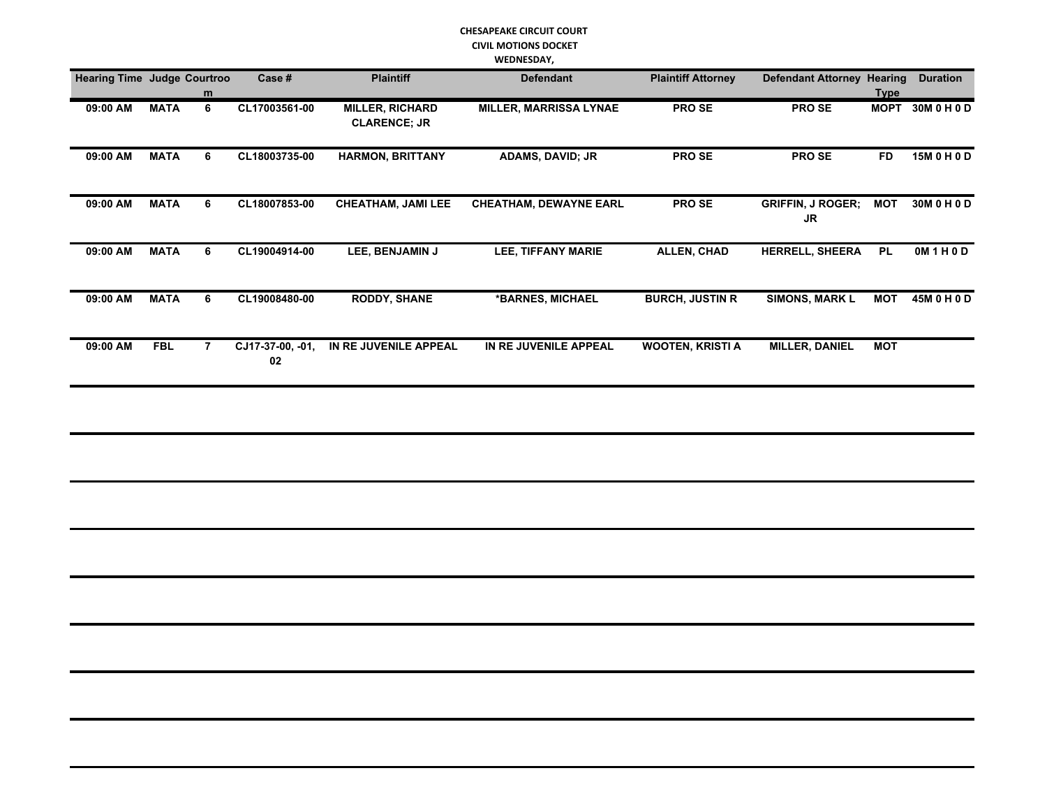# CHESAPEAKE CIRCUIT COURT
## CIVIL MOTIONS DOCKET
### WEDNESDAY,

| Hearing Time | Judge | Courtroom | Case # | Plaintiff | Defendant | Plaintiff Attorney | Defendant Attorney | Hearing Type | Duration |
|---|---|---|---|---|---|---|---|---|---|
| 09:00 AM | MATA | 6 | CL17003561-00 | MILLER, RICHARD CLARENCE; JR | MILLER, MARRISSA LYNAE | PRO SE | PRO SE | MOPT | 30M 0 H 0 D |
| 09:00 AM | MATA | 6 | CL18003735-00 | HARMON, BRITTANY | ADAMS, DAVID; JR | PRO SE | PRO SE | FD | 15M 0 H 0 D |
| 09:00 AM | MATA | 6 | CL18007853-00 | CHEATHAM, JAMI LEE | CHEATHAM, DEWAYNE EARL | PRO SE | GRIFFIN, J ROGER; JR | MOT | 30M 0 H 0 D |
| 09:00 AM | MATA | 6 | CL19004914-00 | LEE, BENJAMIN J | LEE, TIFFANY MARIE | ALLEN, CHAD | HERRELL, SHEERA | PL | 0M 1 H 0 D |
| 09:00 AM | MATA | 6 | CL19008480-00 | RODDY, SHANE | *BARNES, MICHAEL | BURCH, JUSTIN R | SIMONS, MARK L | MOT | 45M 0 H 0 D |
| 09:00 AM | FBL | 7 | CJ17-37-00, -01, 02 | IN RE JUVENILE APPEAL | IN RE JUVENILE APPEAL | WOOTEN, KRISTI A | MILLER, DANIEL | MOT | |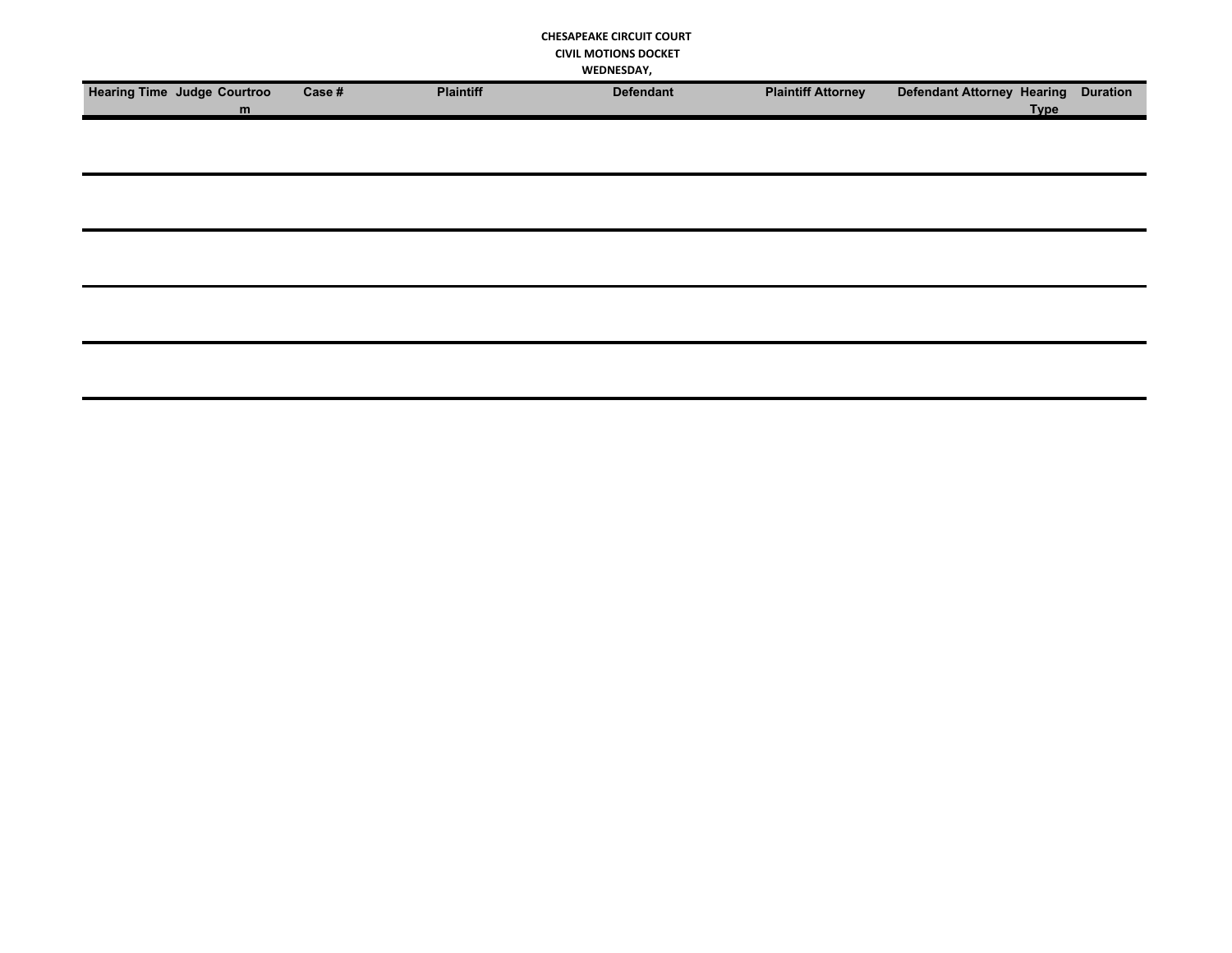**CHESAPEAKE CIRCUIT COURT**
**CIVIL MOTIONS DOCKET**
**WEDNESDAY,**

| Hearing Time | Judge | Courtroom | Case # | Plaintiff | Defendant | Plaintiff Attorney | Defendant Attorney | Hearing Type | Duration |
|---|---|---|---|---|---|---|---|---|---|
| | | | | | | | | | |
| | | | | | | | | | |
| | | | | | | | | | |
| | | | | | | | | | |
| | | | | | | | | | |